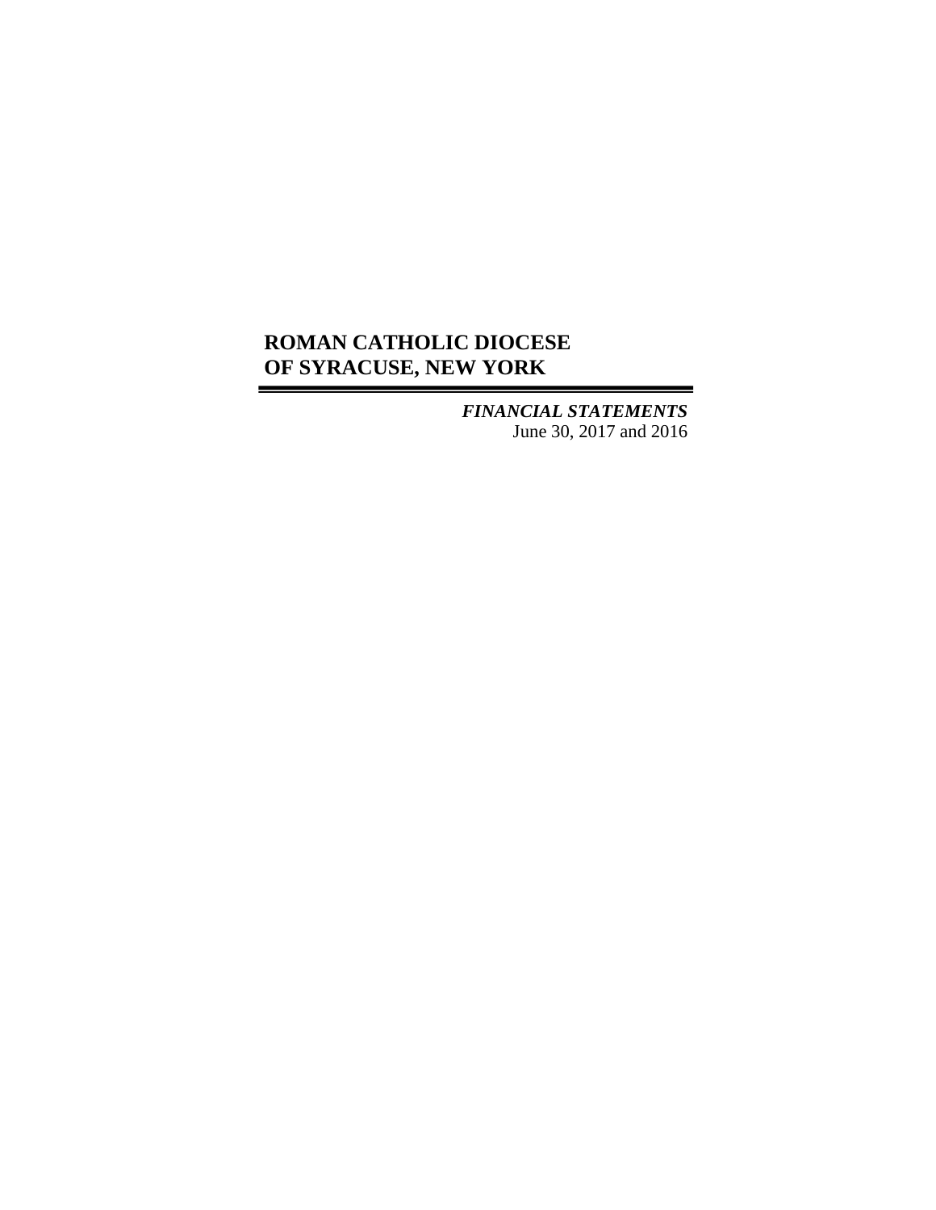# ROMAN CATHOLIC DIOCESE OF SYRACUSE, NEW YORK

***FINANCIAL STATEMENTS***
June 30, 2017 and 2016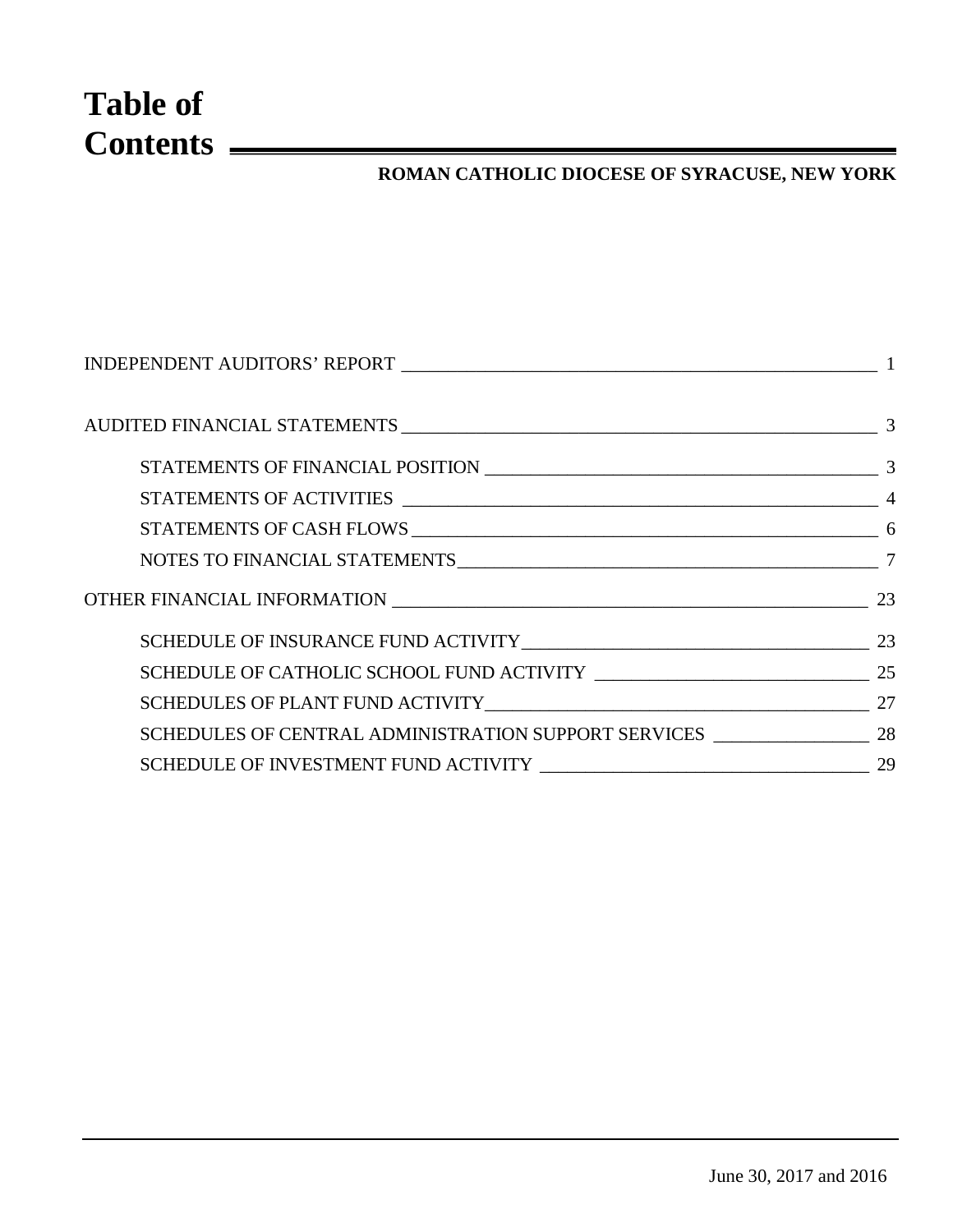# Table of Contents

**ROMAN CATHOLIC DIOCESE OF SYRACUSE, NEW YORK**

| | |
|---|---|
| INDEPENDENT AUDITORS' REPORT | 1 |
| AUDITED FINANCIAL STATEMENTS | 3 |
| STATEMENTS OF FINANCIAL POSITION | 3 |
| STATEMENTS OF ACTIVITIES | 4 |
| STATEMENTS OF CASH FLOWS | 6 |
| NOTES TO FINANCIAL STATEMENTS | 7 |
| OTHER FINANCIAL INFORMATION | 23 |
| SCHEDULE OF INSURANCE FUND ACTIVITY | 23 |
| SCHEDULE OF CATHOLIC SCHOOL FUND ACTIVITY | 25 |
| SCHEDULES OF PLANT FUND ACTIVITY | 27 |
| SCHEDULES OF CENTRAL ADMINISTRATION SUPPORT SERVICES | 28 |
| SCHEDULE OF INVESTMENT FUND ACTIVITY | 29 |

June 30, 2017 and 2016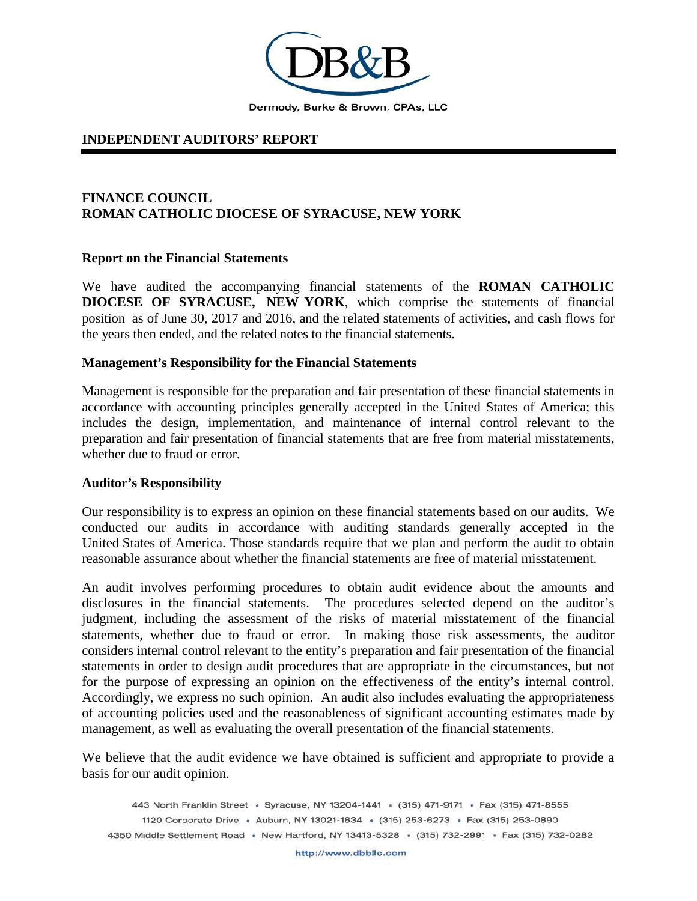DB&B

Dermody, Burke & Brown, CPAs, LLC

## INDEPENDENT AUDITORS' REPORT

**FINANCE COUNCIL**
**ROMAN CATHOLIC DIOCESE OF SYRACUSE, NEW YORK**

### Report on the Financial Statements

We have audited the accompanying financial statements of the **ROMAN CATHOLIC DIOCESE OF SYRACUSE, NEW YORK**, which comprise the statements of financial position as of June 30, 2017 and 2016, and the related statements of activities, and cash flows for the years then ended, and the related notes to the financial statements.

### Management's Responsibility for the Financial Statements

Management is responsible for the preparation and fair presentation of these financial statements in accordance with accounting principles generally accepted in the United States of America; this includes the design, implementation, and maintenance of internal control relevant to the preparation and fair presentation of financial statements that are free from material misstatements, whether due to fraud or error.

### Auditor's Responsibility

Our responsibility is to express an opinion on these financial statements based on our audits. We conducted our audits in accordance with auditing standards generally accepted in the United States of America. Those standards require that we plan and perform the audit to obtain reasonable assurance about whether the financial statements are free of material misstatement.

An audit involves performing procedures to obtain audit evidence about the amounts and disclosures in the financial statements. The procedures selected depend on the auditor's judgment, including the assessment of the risks of material misstatement of the financial statements, whether due to fraud or error. In making those risk assessments, the auditor considers internal control relevant to the entity's preparation and fair presentation of the financial statements in order to design audit procedures that are appropriate in the circumstances, but not for the purpose of expressing an opinion on the effectiveness of the entity's internal control. Accordingly, we express no such opinion. An audit also includes evaluating the appropriateness of accounting policies used and the reasonableness of significant accounting estimates made by management, as well as evaluating the overall presentation of the financial statements.

We believe that the audit evidence we have obtained is sufficient and appropriate to provide a basis for our audit opinion.

443 North Franklin Street • Syracuse, NY 13204-1441 • (315) 471-9171 • Fax (315) 471-8555
1120 Corporate Drive • Auburn, NY 13021-1634 • (315) 253-6273 • Fax (315) 253-0890
4350 Middle Settlement Road • New Hartford, NY 13413-5328 • (315) 732-2991 • Fax (315) 732-0282

http://www.dbbllc.com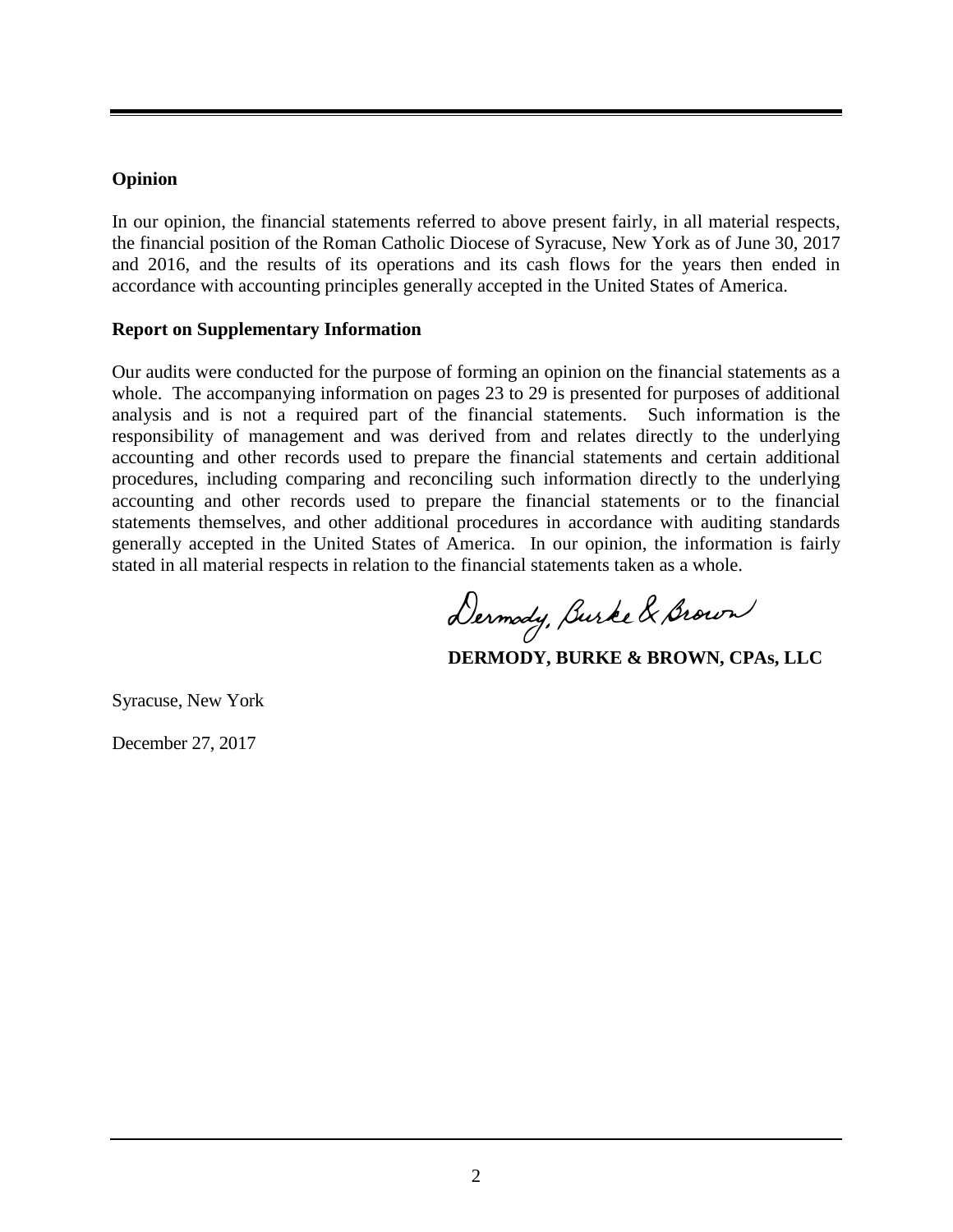## Opinion

In our opinion, the financial statements referred to above present fairly, in all material respects, the financial position of the Roman Catholic Diocese of Syracuse, New York as of June 30, 2017 and 2016, and the results of its operations and its cash flows for the years then ended in accordance with accounting principles generally accepted in the United States of America.

## Report on Supplementary Information

Our audits were conducted for the purpose of forming an opinion on the financial statements as a whole. The accompanying information on pages 23 to 29 is presented for purposes of additional analysis and is not a required part of the financial statements. Such information is the responsibility of management and was derived from and relates directly to the underlying accounting and other records used to prepare the financial statements and certain additional procedures, including comparing and reconciling such information directly to the underlying accounting and other records used to prepare the financial statements or to the financial statements themselves, and other additional procedures in accordance with auditing standards generally accepted in the United States of America. In our opinion, the information is fairly stated in all material respects in relation to the financial statements taken as a whole.

Dermody, Burke & Brown

**DERMODY, BURKE & BROWN, CPAs, LLC**

Syracuse, New York

December 27, 2017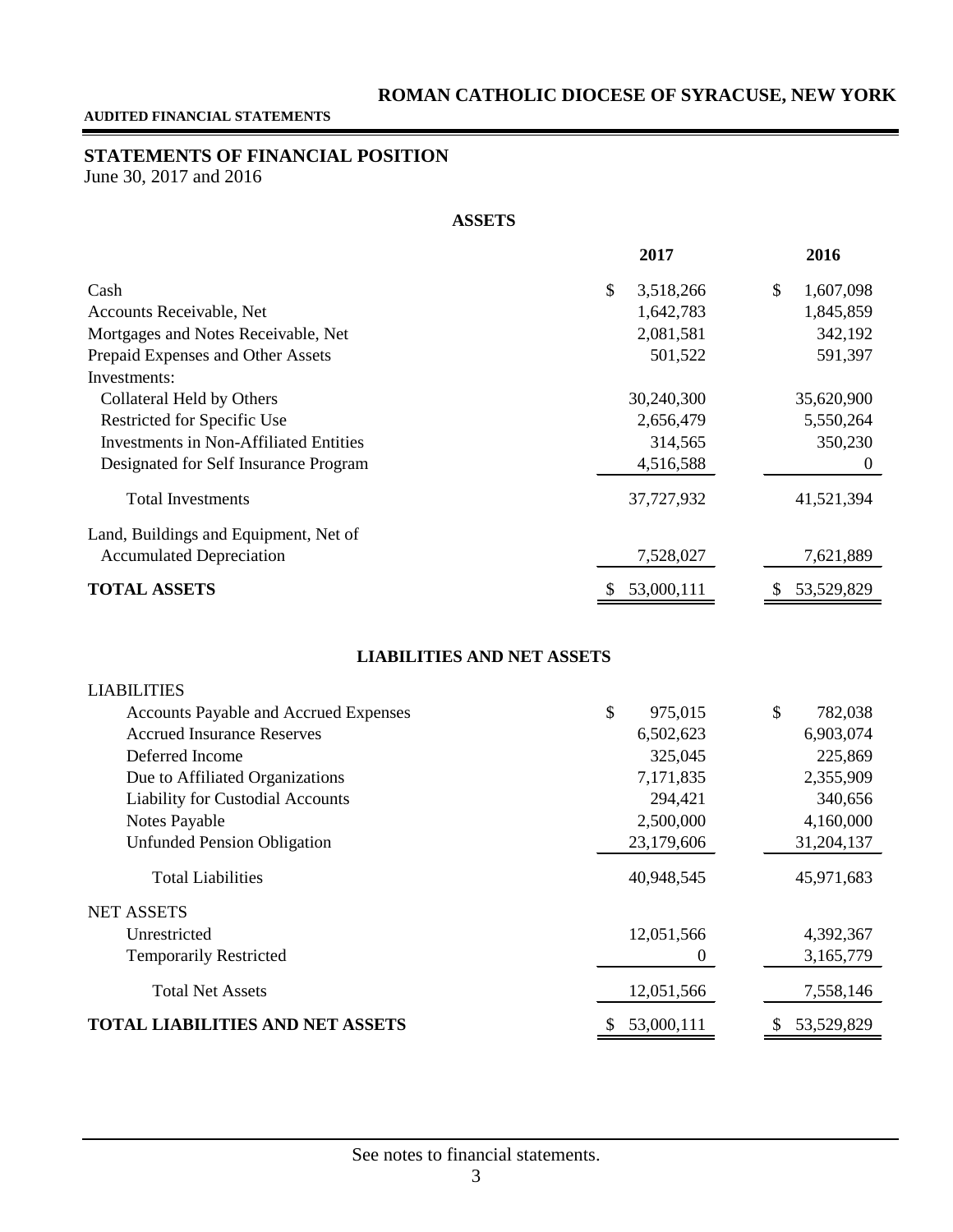# ROMAN CATHOLIC DIOCESE OF SYRACUSE, NEW YORK

**AUDITED FINANCIAL STATEMENTS**

## STATEMENTS OF FINANCIAL POSITION

June 30, 2017 and 2016

### ASSETS

| | 2017 | 2016 |
|---|---|---|
| Cash | $ 3,518,266 | $ 1,607,098 |
| Accounts Receivable, Net | 1,642,783 | 1,845,859 |
| Mortgages and Notes Receivable, Net | 2,081,581 | 342,192 |
| Prepaid Expenses and Other Assets | 501,522 | 591,397 |
| Investments: | | |
| Collateral Held by Others | 30,240,300 | 35,620,900 |
| Restricted for Specific Use | 2,656,479 | 5,550,264 |
| Investments in Non-Affiliated Entities | 314,565 | 350,230 |
| Designated for Self Insurance Program | 4,516,588 | 0 |
| Total Investments | 37,727,932 | 41,521,394 |
| Land, Buildings and Equipment, Net of Accumulated Depreciation | 7,528,027 | 7,621,889 |
| **TOTAL ASSETS** | $ 53,000,111 | $ 53,529,829 |

### LIABILITIES AND NET ASSETS

| | 2017 | 2016 |
|---|---|---|
| LIABILITIES | | |
| Accounts Payable and Accrued Expenses | $ 975,015 | $ 782,038 |
| Accrued Insurance Reserves | 6,502,623 | 6,903,074 |
| Deferred Income | 325,045 | 225,869 |
| Due to Affiliated Organizations | 7,171,835 | 2,355,909 |
| Liability for Custodial Accounts | 294,421 | 340,656 |
| Notes Payable | 2,500,000 | 4,160,000 |
| Unfunded Pension Obligation | 23,179,606 | 31,204,137 |
| Total Liabilities | 40,948,545 | 45,971,683 |
| NET ASSETS | | |
| Unrestricted | 12,051,566 | 4,392,367 |
| Temporarily Restricted | 0 | 3,165,779 |
| Total Net Assets | 12,051,566 | 7,558,146 |
| **TOTAL LIABILITIES AND NET ASSETS** | $ 53,000,111 | $ 53,529,829 |

See notes to financial statements.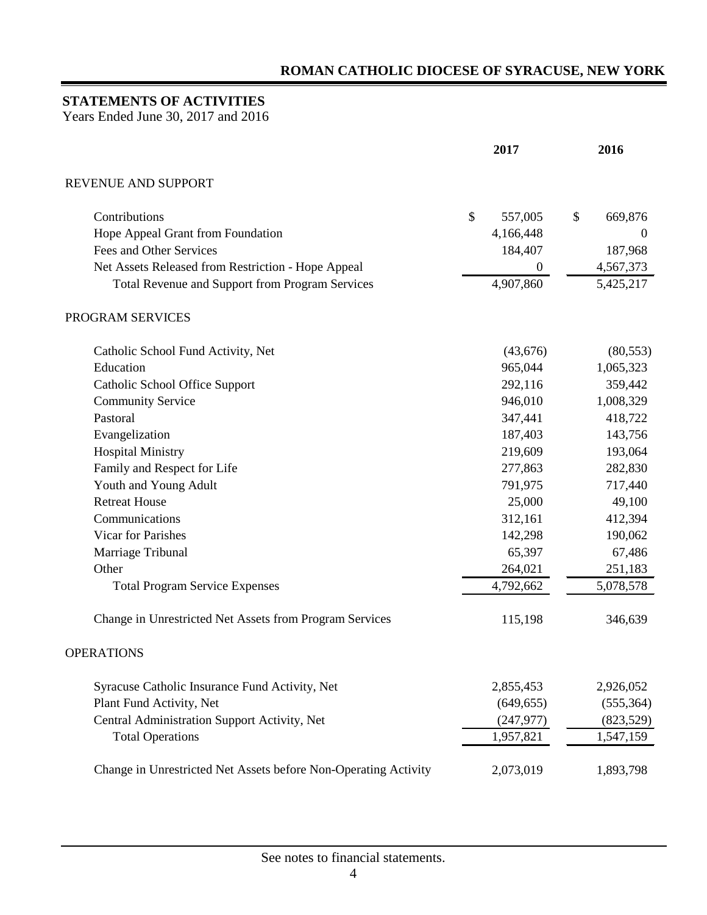# ROMAN CATHOLIC DIOCESE OF SYRACUSE, NEW YORK

## STATEMENTS OF ACTIVITIES

Years Ended June 30, 2017 and 2016

| | 2017 | 2016 |
|---|---|---|
| **REVENUE AND SUPPORT** | | |
| Contributions | $ 557,005 | $ 669,876 |
| Hope Appeal Grant from Foundation | 4,166,448 | 0 |
| Fees and Other Services | 184,407 | 187,968 |
| Net Assets Released from Restriction - Hope Appeal | 0 | 4,567,373 |
| Total Revenue and Support from Program Services | 4,907,860 | 5,425,217 |
| **PROGRAM SERVICES** | | |
| Catholic School Fund Activity, Net | (43,676) | (80,553) |
| Education | 965,044 | 1,065,323 |
| Catholic School Office Support | 292,116 | 359,442 |
| Community Service | 946,010 | 1,008,329 |
| Pastoral | 347,441 | 418,722 |
| Evangelization | 187,403 | 143,756 |
| Hospital Ministry | 219,609 | 193,064 |
| Family and Respect for Life | 277,863 | 282,830 |
| Youth and Young Adult | 791,975 | 717,440 |
| Retreat House | 25,000 | 49,100 |
| Communications | 312,161 | 412,394 |
| Vicar for Parishes | 142,298 | 190,062 |
| Marriage Tribunal | 65,397 | 67,486 |
| Other | 264,021 | 251,183 |
| Total Program Service Expenses | 4,792,662 | 5,078,578 |
| Change in Unrestricted Net Assets from Program Services | 115,198 | 346,639 |
| **OPERATIONS** | | |
| Syracuse Catholic Insurance Fund Activity, Net | 2,855,453 | 2,926,052 |
| Plant Fund Activity, Net | (649,655) | (555,364) |
| Central Administration Support Activity, Net | (247,977) | (823,529) |
| Total Operations | 1,957,821 | 1,547,159 |
| Change in Unrestricted Net Assets before Non-Operating Activity | 2,073,019 | 1,893,798 |

See notes to financial statements.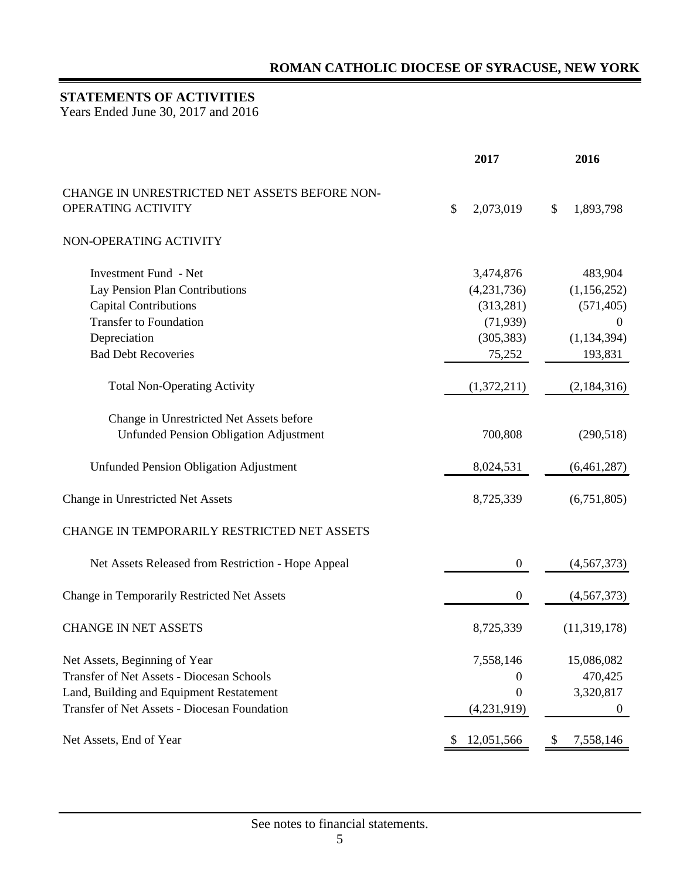# ROMAN CATHOLIC DIOCESE OF SYRACUSE, NEW YORK

## STATEMENTS OF ACTIVITIES

Years Ended June 30, 2017 and 2016

| | 2017 | 2016 |
|---|---|---|
| CHANGE IN UNRESTRICTED NET ASSETS BEFORE NON-OPERATING ACTIVITY | $ 2,073,019 | $ 1,893,798 |
| NON-OPERATING ACTIVITY | | |
| Investment Fund - Net | 3,474,876 | 483,904 |
| Lay Pension Plan Contributions | (4,231,736) | (1,156,252) |
| Capital Contributions | (313,281) | (571,405) |
| Transfer to Foundation | (71,939) | 0 |
| Depreciation | (305,383) | (1,134,394) |
| Bad Debt Recoveries | 75,252 | 193,831 |
| Total Non-Operating Activity | (1,372,211) | (2,184,316) |
| Change in Unrestricted Net Assets before Unfunded Pension Obligation Adjustment | 700,808 | (290,518) |
| Unfunded Pension Obligation Adjustment | 8,024,531 | (6,461,287) |
| Change in Unrestricted Net Assets | 8,725,339 | (6,751,805) |
| CHANGE IN TEMPORARILY RESTRICTED NET ASSETS | | |
| Net Assets Released from Restriction - Hope Appeal | 0 | (4,567,373) |
| Change in Temporarily Restricted Net Assets | 0 | (4,567,373) |
| CHANGE IN NET ASSETS | 8,725,339 | (11,319,178) |
| Net Assets, Beginning of Year | 7,558,146 | 15,086,082 |
| Transfer of Net Assets - Diocesan Schools | 0 | 470,425 |
| Land, Building and Equipment Restatement | 0 | 3,320,817 |
| Transfer of Net Assets - Diocesan Foundation | (4,231,919) | 0 |
| Net Assets, End of Year | $ 12,051,566 | $ 7,558,146 |

See notes to financial statements.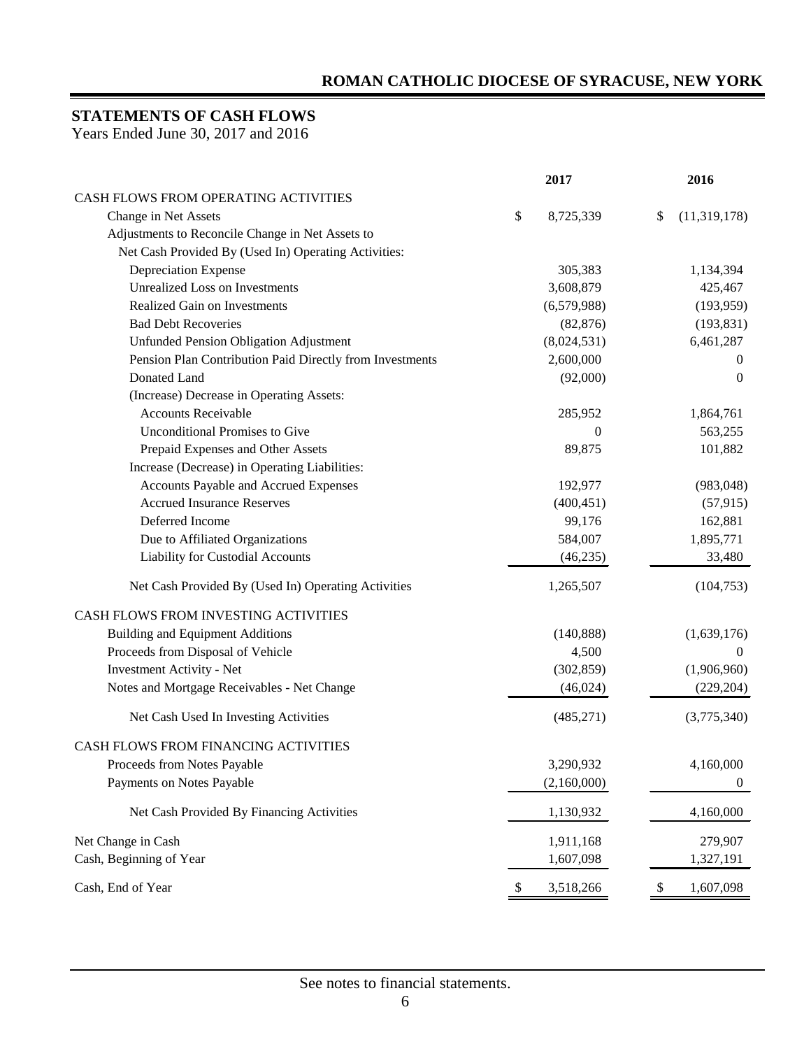# ROMAN CATHOLIC DIOCESE OF SYRACUSE, NEW YORK

## STATEMENTS OF CASH FLOWS

Years Ended June 30, 2017 and 2016

| | 2017 | 2016 |
|---|---|---|
| CASH FLOWS FROM OPERATING ACTIVITIES | | |
| Change in Net Assets | $ 8,725,339 | $ (11,319,178) |
| Adjustments to Reconcile Change in Net Assets to Net Cash Provided By (Used In) Operating Activities: | | |
| Depreciation Expense | 305,383 | 1,134,394 |
| Unrealized Loss on Investments | 3,608,879 | 425,467 |
| Realized Gain on Investments | (6,579,988) | (193,959) |
| Bad Debt Recoveries | (82,876) | (193,831) |
| Unfunded Pension Obligation Adjustment | (8,024,531) | 6,461,287 |
| Pension Plan Contribution Paid Directly from Investments | 2,600,000 | 0 |
| Donated Land | (92,000) | 0 |
| (Increase) Decrease in Operating Assets: | | |
| Accounts Receivable | 285,952 | 1,864,761 |
| Unconditional Promises to Give | 0 | 563,255 |
| Prepaid Expenses and Other Assets | 89,875 | 101,882 |
| Increase (Decrease) in Operating Liabilities: | | |
| Accounts Payable and Accrued Expenses | 192,977 | (983,048) |
| Accrued Insurance Reserves | (400,451) | (57,915) |
| Deferred Income | 99,176 | 162,881 |
| Due to Affiliated Organizations | 584,007 | 1,895,771 |
| Liability for Custodial Accounts | (46,235) | 33,480 |
| Net Cash Provided By (Used In) Operating Activities | 1,265,507 | (104,753) |
| CASH FLOWS FROM INVESTING ACTIVITIES | | |
| Building and Equipment Additions | (140,888) | (1,639,176) |
| Proceeds from Disposal of Vehicle | 4,500 | 0 |
| Investment Activity - Net | (302,859) | (1,906,960) |
| Notes and Mortgage Receivables - Net Change | (46,024) | (229,204) |
| Net Cash Used In Investing Activities | (485,271) | (3,775,340) |
| CASH FLOWS FROM FINANCING ACTIVITIES | | |
| Proceeds from Notes Payable | 3,290,932 | 4,160,000 |
| Payments on Notes Payable | (2,160,000) | 0 |
| Net Cash Provided By Financing Activities | 1,130,932 | 4,160,000 |
| Net Change in Cash | 1,911,168 | 279,907 |
| Cash, Beginning of Year | 1,607,098 | 1,327,191 |
| Cash, End of Year | $ 3,518,266 | $ 1,607,098 |

See notes to financial statements.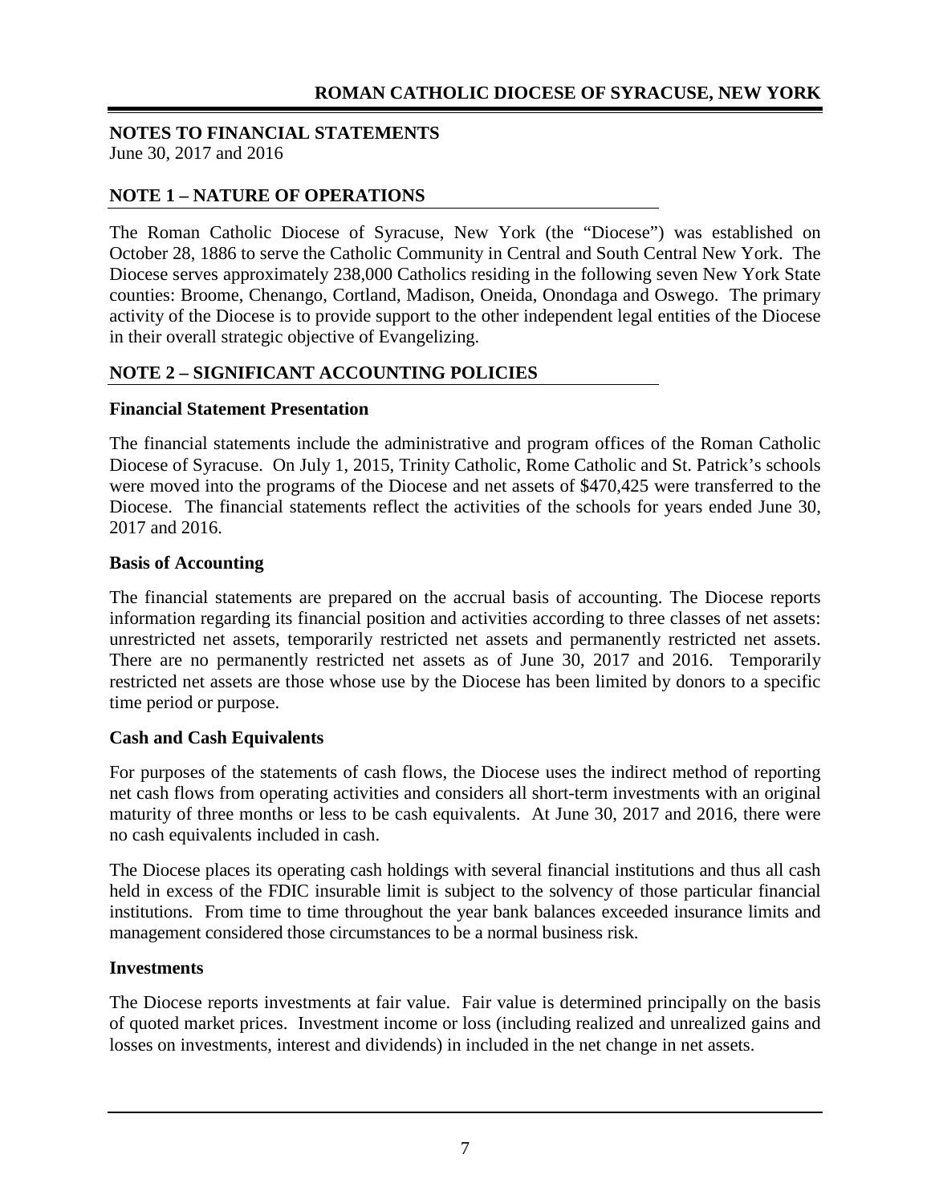## NOTES TO FINANCIAL STATEMENTS

June 30, 2017 and 2016

## NOTE 1 – NATURE OF OPERATIONS

The Roman Catholic Diocese of Syracuse, New York (the "Diocese") was established on October 28, 1886 to serve the Catholic Community in Central and South Central New York. The Diocese serves approximately 238,000 Catholics residing in the following seven New York State counties: Broome, Chenango, Cortland, Madison, Oneida, Onondaga and Oswego. The primary activity of the Diocese is to provide support to the other independent legal entities of the Diocese in their overall strategic objective of Evangelizing.

## NOTE 2 – SIGNIFICANT ACCOUNTING POLICIES

### Financial Statement Presentation

The financial statements include the administrative and program offices of the Roman Catholic Diocese of Syracuse. On July 1, 2015, Trinity Catholic, Rome Catholic and St. Patrick's schools were moved into the programs of the Diocese and net assets of $470,425 were transferred to the Diocese. The financial statements reflect the activities of the schools for years ended June 30, 2017 and 2016.

### Basis of Accounting

The financial statements are prepared on the accrual basis of accounting. The Diocese reports information regarding its financial position and activities according to three classes of net assets: unrestricted net assets, temporarily restricted net assets and permanently restricted net assets. There are no permanently restricted net assets as of June 30, 2017 and 2016. Temporarily restricted net assets are those whose use by the Diocese has been limited by donors to a specific time period or purpose.

### Cash and Cash Equivalents

For purposes of the statements of cash flows, the Diocese uses the indirect method of reporting net cash flows from operating activities and considers all short-term investments with an original maturity of three months or less to be cash equivalents. At June 30, 2017 and 2016, there were no cash equivalents included in cash.

The Diocese places its operating cash holdings with several financial institutions and thus all cash held in excess of the FDIC insurable limit is subject to the solvency of those particular financial institutions. From time to time throughout the year bank balances exceeded insurance limits and management considered those circumstances to be a normal business risk.

### Investments

The Diocese reports investments at fair value. Fair value is determined principally on the basis of quoted market prices. Investment income or loss (including realized and unrealized gains and losses on investments, interest and dividends) in included in the net change in net assets.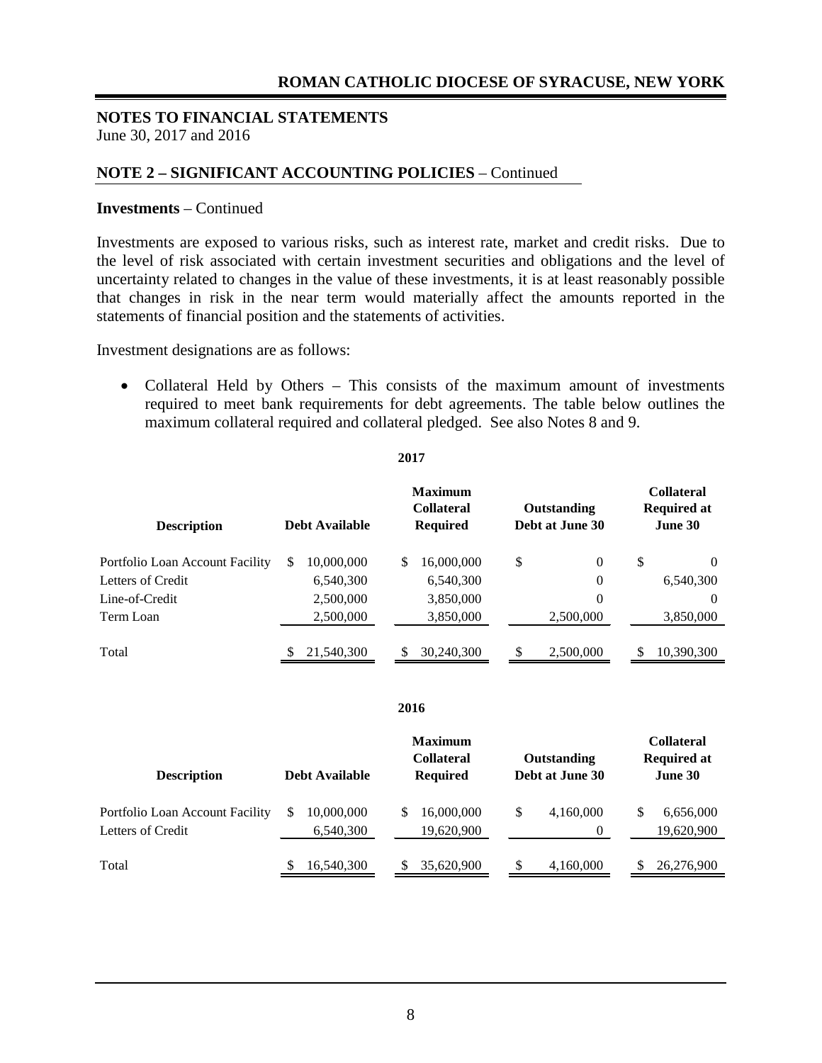**NOTES TO FINANCIAL STATEMENTS**
June 30, 2017 and 2016

## NOTE 2 – SIGNIFICANT ACCOUNTING POLICIES – Continued

**Investments** – Continued

Investments are exposed to various risks, such as interest rate, market and credit risks. Due to the level of risk associated with certain investment securities and obligations and the level of uncertainty related to changes in the value of these investments, it is at least reasonably possible that changes in risk in the near term would materially affect the amounts reported in the statements of financial position and the statements of activities.

Investment designations are as follows:

- Collateral Held by Others – This consists of the maximum amount of investments required to meet bank requirements for debt agreements. The table below outlines the maximum collateral required and collateral pledged. See also Notes 8 and 9.

**2017**

| Description | Debt Available | Maximum Collateral Required | Outstanding Debt at June 30 | Collateral Required at June 30 |
|---|---|---|---|---|
| Portfolio Loan Account Facility | $ 10,000,000 | $ 16,000,000 | $ 0 | $ 0 |
| Letters of Credit | 6,540,300 | 6,540,300 | 0 | 6,540,300 |
| Line-of-Credit | 2,500,000 | 3,850,000 | 0 | 0 |
| Term Loan | 2,500,000 | 3,850,000 | 2,500,000 | 3,850,000 |
| Total | $ 21,540,300 | $ 30,240,300 | $ 2,500,000 | $ 10,390,300 |

**2016**

| Description | Debt Available | Maximum Collateral Required | Outstanding Debt at June 30 | Collateral Required at June 30 |
|---|---|---|---|---|
| Portfolio Loan Account Facility | $ 10,000,000 | $ 16,000,000 | $ 4,160,000 | $ 6,656,000 |
| Letters of Credit | 6,540,300 | 19,620,900 | 0 | 19,620,900 |
| Total | $ 16,540,300 | $ 35,620,900 | $ 4,160,000 | $ 26,276,900 |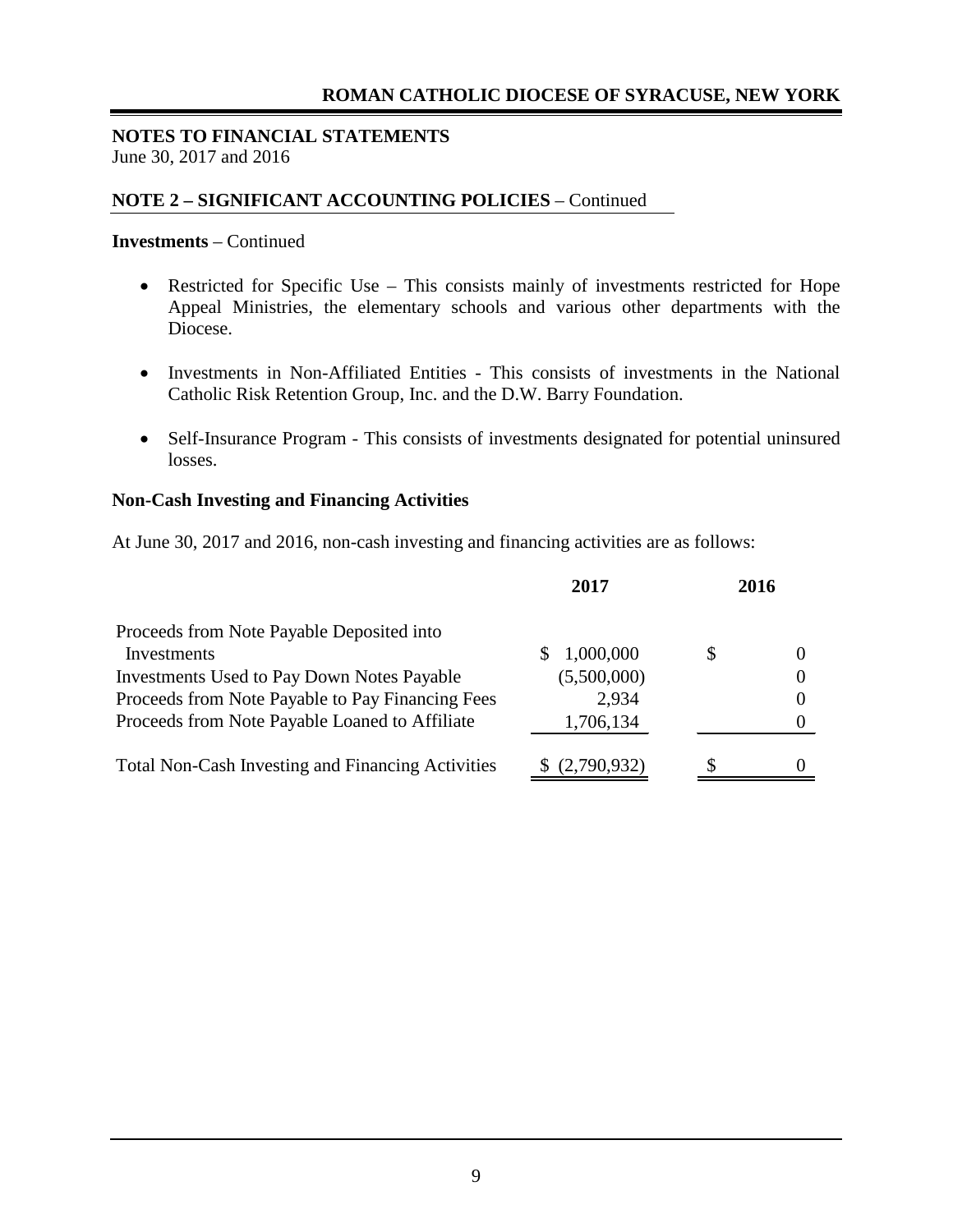## NOTES TO FINANCIAL STATEMENTS

June 30, 2017 and 2016

### NOTE 2 – SIGNIFICANT ACCOUNTING POLICIES – Continued

**Investments** – Continued

- Restricted for Specific Use – This consists mainly of investments restricted for Hope Appeal Ministries, the elementary schools and various other departments with the Diocese.
- Investments in Non-Affiliated Entities - This consists of investments in the National Catholic Risk Retention Group, Inc. and the D.W. Barry Foundation.
- Self-Insurance Program - This consists of investments designated for potential uninsured losses.

**Non-Cash Investing and Financing Activities**

At June 30, 2017 and 2016, non-cash investing and financing activities are as follows:

| | 2017 | 2016 |
|---|---|---|
| Proceeds from Note Payable Deposited into Investments | $ 1,000,000 | $ 0 |
| Investments Used to Pay Down Notes Payable | (5,500,000) | 0 |
| Proceeds from Note Payable to Pay Financing Fees | 2,934 | 0 |
| Proceeds from Note Payable Loaned to Affiliate | 1,706,134 | 0 |
| Total Non-Cash Investing and Financing Activities | $ (2,790,932) | $ 0 |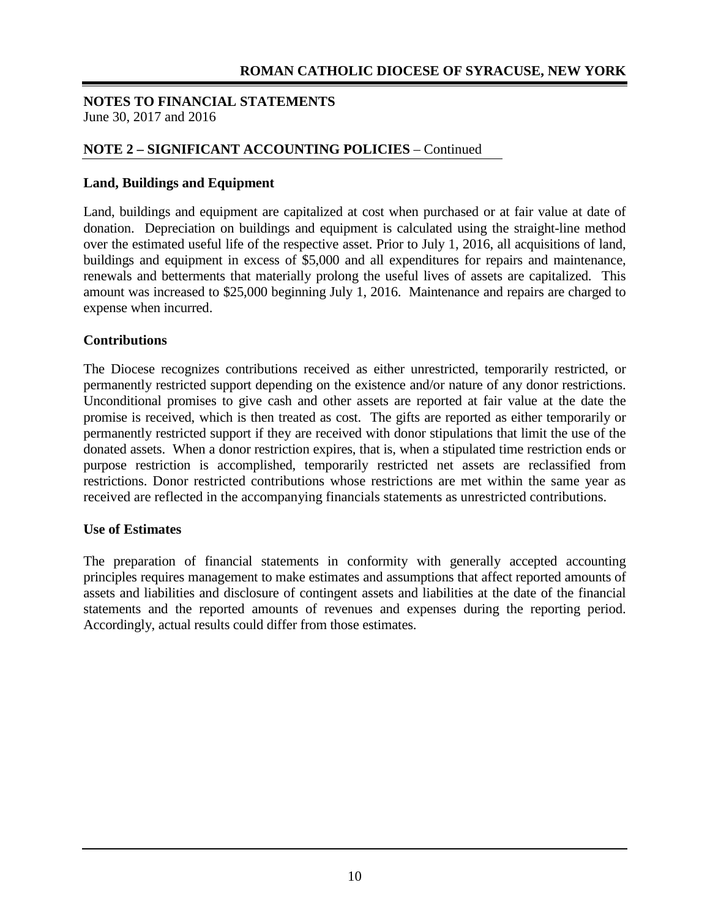**NOTES TO FINANCIAL STATEMENTS**
June 30, 2017 and 2016

## NOTE 2 – SIGNIFICANT ACCOUNTING POLICIES – Continued

### Land, Buildings and Equipment

Land, buildings and equipment are capitalized at cost when purchased or at fair value at date of donation. Depreciation on buildings and equipment is calculated using the straight-line method over the estimated useful life of the respective asset. Prior to July 1, 2016, all acquisitions of land, buildings and equipment in excess of $5,000 and all expenditures for repairs and maintenance, renewals and betterments that materially prolong the useful lives of assets are capitalized. This amount was increased to $25,000 beginning July 1, 2016. Maintenance and repairs are charged to expense when incurred.

### Contributions

The Diocese recognizes contributions received as either unrestricted, temporarily restricted, or permanently restricted support depending on the existence and/or nature of any donor restrictions. Unconditional promises to give cash and other assets are reported at fair value at the date the promise is received, which is then treated as cost. The gifts are reported as either temporarily or permanently restricted support if they are received with donor stipulations that limit the use of the donated assets. When a donor restriction expires, that is, when a stipulated time restriction ends or purpose restriction is accomplished, temporarily restricted net assets are reclassified from restrictions. Donor restricted contributions whose restrictions are met within the same year as received are reflected in the accompanying financials statements as unrestricted contributions.

### Use of Estimates

The preparation of financial statements in conformity with generally accepted accounting principles requires management to make estimates and assumptions that affect reported amounts of assets and liabilities and disclosure of contingent assets and liabilities at the date of the financial statements and the reported amounts of revenues and expenses during the reporting period. Accordingly, actual results could differ from those estimates.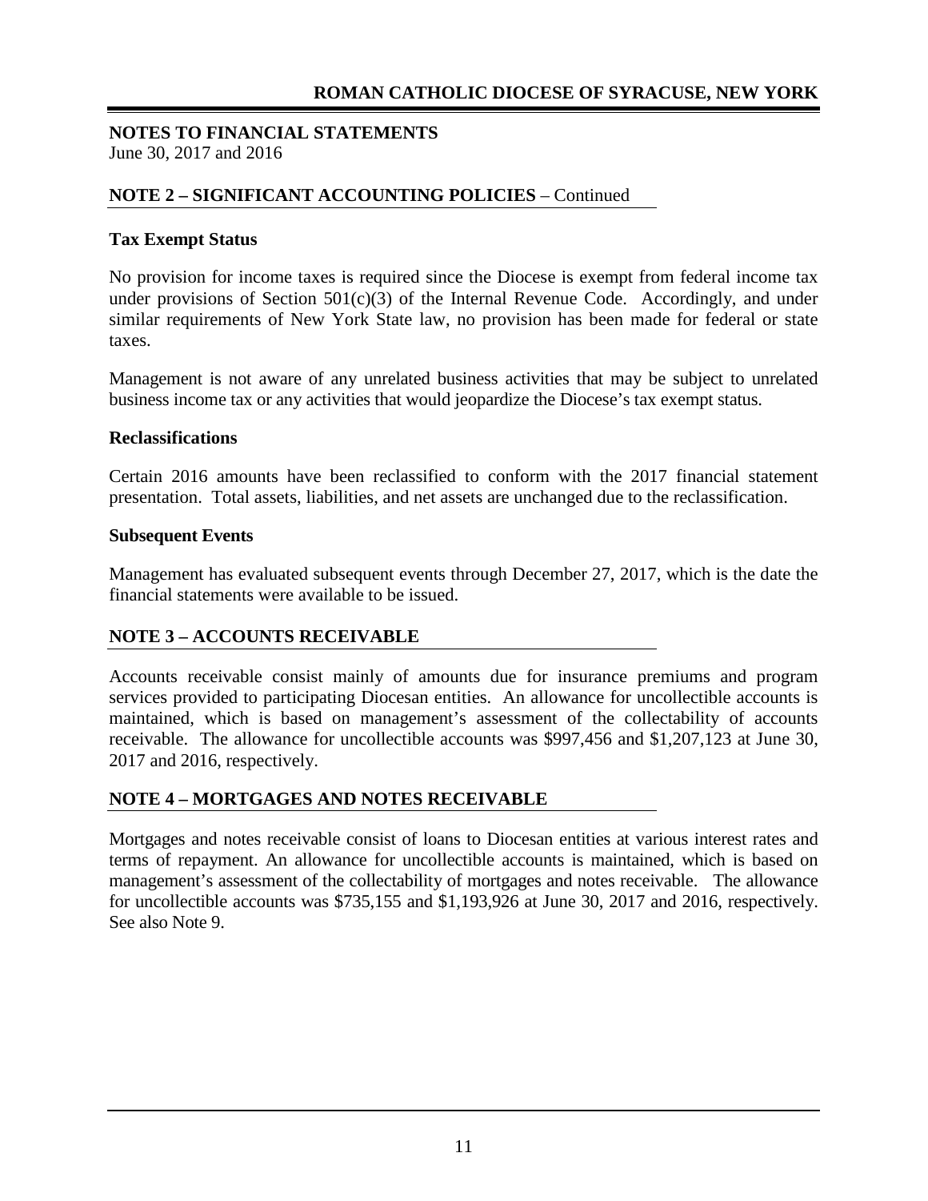**NOTES TO FINANCIAL STATEMENTS**
June 30, 2017 and 2016

## NOTE 2 – SIGNIFICANT ACCOUNTING POLICIES – Continued

### Tax Exempt Status

No provision for income taxes is required since the Diocese is exempt from federal income tax under provisions of Section 501(c)(3) of the Internal Revenue Code. Accordingly, and under similar requirements of New York State law, no provision has been made for federal or state taxes.

Management is not aware of any unrelated business activities that may be subject to unrelated business income tax or any activities that would jeopardize the Diocese's tax exempt status.

### Reclassifications

Certain 2016 amounts have been reclassified to conform with the 2017 financial statement presentation. Total assets, liabilities, and net assets are unchanged due to the reclassification.

### Subsequent Events

Management has evaluated subsequent events through December 27, 2017, which is the date the financial statements were available to be issued.

## NOTE 3 – ACCOUNTS RECEIVABLE

Accounts receivable consist mainly of amounts due for insurance premiums and program services provided to participating Diocesan entities. An allowance for uncollectible accounts is maintained, which is based on management's assessment of the collectability of accounts receivable. The allowance for uncollectible accounts was $997,456 and $1,207,123 at June 30, 2017 and 2016, respectively.

## NOTE 4 – MORTGAGES AND NOTES RECEIVABLE

Mortgages and notes receivable consist of loans to Diocesan entities at various interest rates and terms of repayment. An allowance for uncollectible accounts is maintained, which is based on management's assessment of the collectability of mortgages and notes receivable. The allowance for uncollectible accounts was $735,155 and $1,193,926 at June 30, 2017 and 2016, respectively. See also Note 9.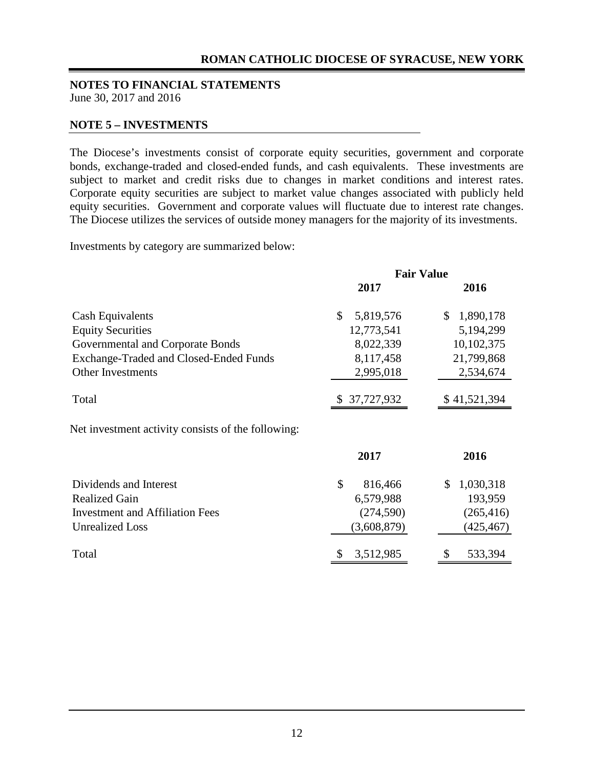**NOTES TO FINANCIAL STATEMENTS**
June 30, 2017 and 2016

## NOTE 5 – INVESTMENTS

The Diocese's investments consist of corporate equity securities, government and corporate bonds, exchange-traded and closed-ended funds, and cash equivalents. These investments are subject to market and credit risks due to changes in market conditions and interest rates. Corporate equity securities are subject to market value changes associated with publicly held equity securities. Government and corporate values will fluctuate due to interest rate changes. The Diocese utilizes the services of outside money managers for the majority of its investments.

Investments by category are summarized below:

| | Fair Value | |
|---|---|---|
| | **2017** | **2016** |
| Cash Equivalents | $ 5,819,576 | $ 1,890,178 |
| Equity Securities | 12,773,541 | 5,194,299 |
| Governmental and Corporate Bonds | 8,022,339 | 10,102,375 |
| Exchange-Traded and Closed-Ended Funds | 8,117,458 | 21,799,868 |
| Other Investments | 2,995,018 | 2,534,674 |
| Total | $ 37,727,932 | $ 41,521,394 |

Net investment activity consists of the following:

| | **2017** | **2016** |
|---|---|---|
| Dividends and Interest | $ 816,466 | $ 1,030,318 |
| Realized Gain | 6,579,988 | 193,959 |
| Investment and Affiliation Fees | (274,590) | (265,416) |
| Unrealized Loss | (3,608,879) | (425,467) |
| Total | $ 3,512,985 | $ 533,394 |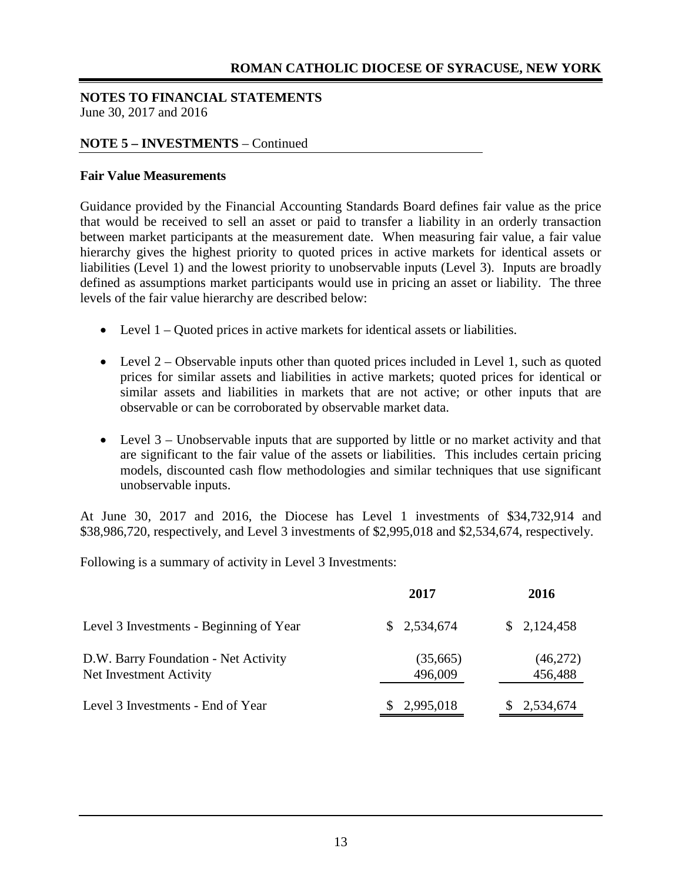**NOTES TO FINANCIAL STATEMENTS**
June 30, 2017 and 2016

**NOTE 5 – INVESTMENTS** – Continued

**Fair Value Measurements**

Guidance provided by the Financial Accounting Standards Board defines fair value as the price that would be received to sell an asset or paid to transfer a liability in an orderly transaction between market participants at the measurement date. When measuring fair value, a fair value hierarchy gives the highest priority to quoted prices in active markets for identical assets or liabilities (Level 1) and the lowest priority to unobservable inputs (Level 3). Inputs are broadly defined as assumptions market participants would use in pricing an asset or liability. The three levels of the fair value hierarchy are described below:

- Level 1 – Quoted prices in active markets for identical assets or liabilities.
- Level 2 – Observable inputs other than quoted prices included in Level 1, such as quoted prices for similar assets and liabilities in active markets; quoted prices for identical or similar assets and liabilities in markets that are not active; or other inputs that are observable or can be corroborated by observable market data.
- Level 3 – Unobservable inputs that are supported by little or no market activity and that are significant to the fair value of the assets or liabilities. This includes certain pricing models, discounted cash flow methodologies and similar techniques that use significant unobservable inputs.

At June 30, 2017 and 2016, the Diocese has Level 1 investments of $34,732,914 and $38,986,720, respectively, and Level 3 investments of $2,995,018 and $2,534,674, respectively.

Following is a summary of activity in Level 3 Investments:

| | 2017 | 2016 |
|---|---|---|
| Level 3 Investments - Beginning of Year | $ 2,534,674 | $ 2,124,458 |
| D.W. Barry Foundation - Net Activity | (35,665) | (46,272) |
| Net Investment Activity | 496,009 | 456,488 |
| Level 3 Investments - End of Year | $ 2,995,018 | $ 2,534,674 |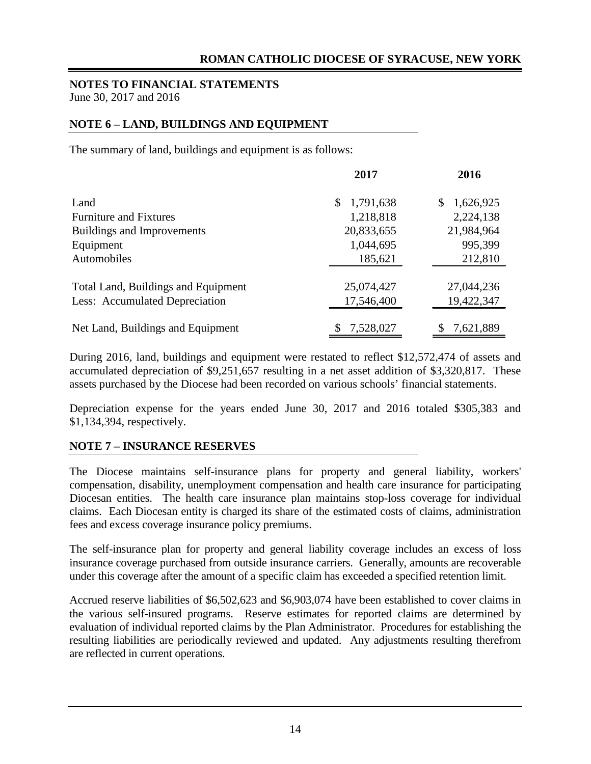## NOTES TO FINANCIAL STATEMENTS

June 30, 2017 and 2016

### NOTE 6 – LAND, BUILDINGS AND EQUIPMENT

The summary of land, buildings and equipment is as follows:

| | 2017 | 2016 |
|---|---|---|
| Land | $ 1,791,638 | $ 1,626,925 |
| Furniture and Fixtures | 1,218,818 | 2,224,138 |
| Buildings and Improvements | 20,833,655 | 21,984,964 |
| Equipment | 1,044,695 | 995,399 |
| Automobiles | 185,621 | 212,810 |
| Total Land, Buildings and Equipment | 25,074,427 | 27,044,236 |
| Less: Accumulated Depreciation | 17,546,400 | 19,422,347 |
| Net Land, Buildings and Equipment | $ 7,528,027 | $ 7,621,889 |

During 2016, land, buildings and equipment were restated to reflect $12,572,474 of assets and accumulated depreciation of $9,251,657 resulting in a net asset addition of $3,320,817. These assets purchased by the Diocese had been recorded on various schools' financial statements.

Depreciation expense for the years ended June 30, 2017 and 2016 totaled $305,383 and $1,134,394, respectively.

### NOTE 7 – INSURANCE RESERVES

The Diocese maintains self-insurance plans for property and general liability, workers' compensation, disability, unemployment compensation and health care insurance for participating Diocesan entities. The health care insurance plan maintains stop-loss coverage for individual claims. Each Diocesan entity is charged its share of the estimated costs of claims, administration fees and excess coverage insurance policy premiums.

The self-insurance plan for property and general liability coverage includes an excess of loss insurance coverage purchased from outside insurance carriers. Generally, amounts are recoverable under this coverage after the amount of a specific claim has exceeded a specified retention limit.

Accrued reserve liabilities of $6,502,623 and $6,903,074 have been established to cover claims in the various self-insured programs. Reserve estimates for reported claims are determined by evaluation of individual reported claims by the Plan Administrator. Procedures for establishing the resulting liabilities are periodically reviewed and updated. Any adjustments resulting therefrom are reflected in current operations.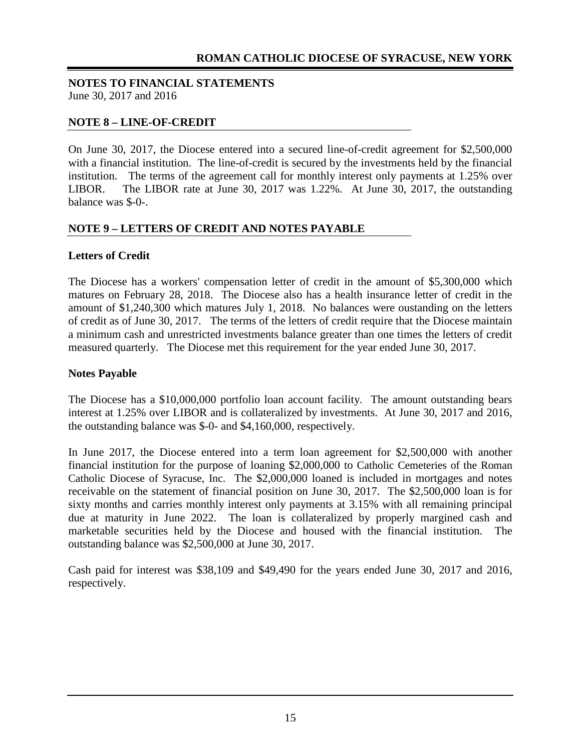**NOTES TO FINANCIAL STATEMENTS**
June 30, 2017 and 2016

## NOTE 8 – LINE-OF-CREDIT

On June 30, 2017, the Diocese entered into a secured line-of-credit agreement for $2,500,000 with a financial institution. The line-of-credit is secured by the investments held by the financial institution. The terms of the agreement call for monthly interest only payments at 1.25% over LIBOR. The LIBOR rate at June 30, 2017 was 1.22%. At June 30, 2017, the outstanding balance was $-0-.

## NOTE 9 – LETTERS OF CREDIT AND NOTES PAYABLE

### Letters of Credit

The Diocese has a workers' compensation letter of credit in the amount of $5,300,000 which matures on February 28, 2018. The Diocese also has a health insurance letter of credit in the amount of $1,240,300 which matures July 1, 2018. No balances were oustanding on the letters of credit as of June 30, 2017. The terms of the letters of credit require that the Diocese maintain a minimum cash and unrestricted investments balance greater than one times the letters of credit measured quarterly. The Diocese met this requirement for the year ended June 30, 2017.

### Notes Payable

The Diocese has a $10,000,000 portfolio loan account facility. The amount outstanding bears interest at 1.25% over LIBOR and is collateralized by investments. At June 30, 2017 and 2016, the outstanding balance was $-0- and $4,160,000, respectively.

In June 2017, the Diocese entered into a term loan agreement for $2,500,000 with another financial institution for the purpose of loaning $2,000,000 to Catholic Cemeteries of the Roman Catholic Diocese of Syracuse, Inc. The $2,000,000 loaned is included in mortgages and notes receivable on the statement of financial position on June 30, 2017. The $2,500,000 loan is for sixty months and carries monthly interest only payments at 3.15% with all remaining principal due at maturity in June 2022. The loan is collateralized by properly margined cash and marketable securities held by the Diocese and housed with the financial institution. The outstanding balance was $2,500,000 at June 30, 2017.

Cash paid for interest was $38,109 and $49,490 for the years ended June 30, 2017 and 2016, respectively.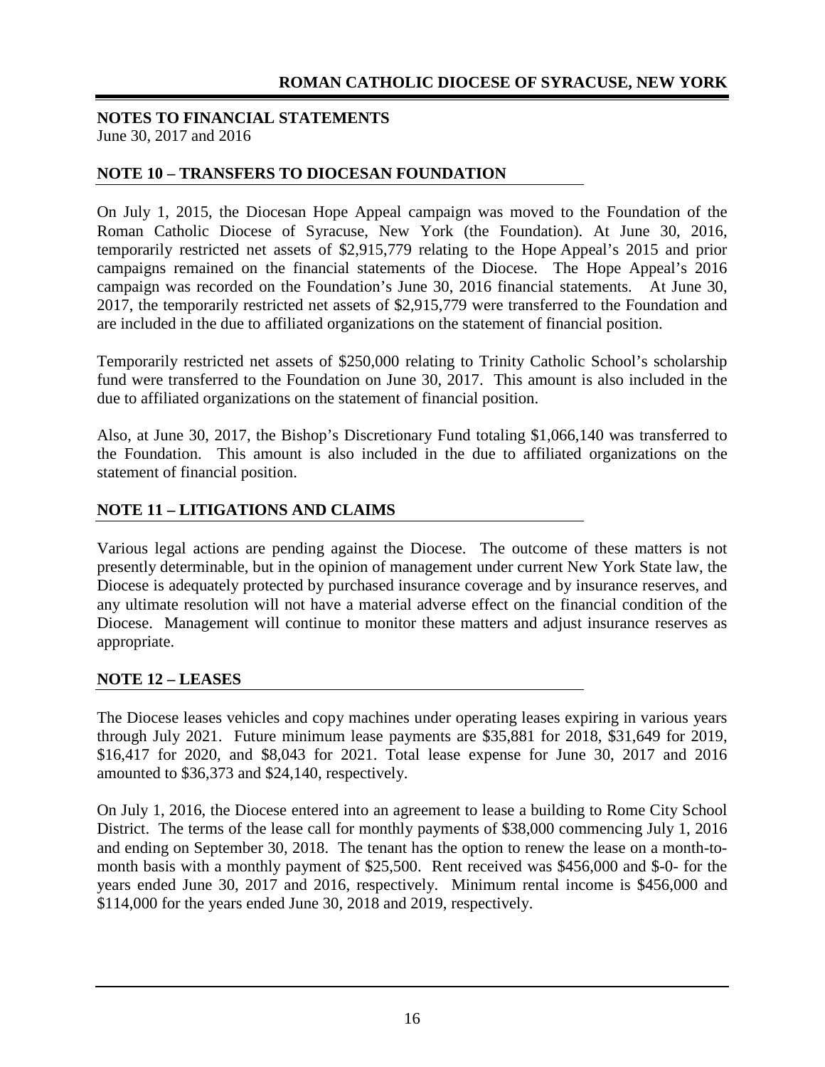## NOTES TO FINANCIAL STATEMENTS

June 30, 2017 and 2016

### NOTE 10 – TRANSFERS TO DIOCESAN FOUNDATION

On July 1, 2015, the Diocesan Hope Appeal campaign was moved to the Foundation of the Roman Catholic Diocese of Syracuse, New York (the Foundation). At June 30, 2016, temporarily restricted net assets of $2,915,779 relating to the Hope Appeal's 2015 and prior campaigns remained on the financial statements of the Diocese. The Hope Appeal's 2016 campaign was recorded on the Foundation's June 30, 2016 financial statements. At June 30, 2017, the temporarily restricted net assets of $2,915,779 were transferred to the Foundation and are included in the due to affiliated organizations on the statement of financial position.

Temporarily restricted net assets of $250,000 relating to Trinity Catholic School's scholarship fund were transferred to the Foundation on June 30, 2017. This amount is also included in the due to affiliated organizations on the statement of financial position.

Also, at June 30, 2017, the Bishop's Discretionary Fund totaling $1,066,140 was transferred to the Foundation. This amount is also included in the due to affiliated organizations on the statement of financial position.

### NOTE 11 – LITIGATIONS AND CLAIMS

Various legal actions are pending against the Diocese. The outcome of these matters is not presently determinable, but in the opinion of management under current New York State law, the Diocese is adequately protected by purchased insurance coverage and by insurance reserves, and any ultimate resolution will not have a material adverse effect on the financial condition of the Diocese. Management will continue to monitor these matters and adjust insurance reserves as appropriate.

### NOTE 12 – LEASES

The Diocese leases vehicles and copy machines under operating leases expiring in various years through July 2021. Future minimum lease payments are $35,881 for 2018, $31,649 for 2019, $16,417 for 2020, and $8,043 for 2021. Total lease expense for June 30, 2017 and 2016 amounted to $36,373 and $24,140, respectively.

On July 1, 2016, the Diocese entered into an agreement to lease a building to Rome City School District. The terms of the lease call for monthly payments of $38,000 commencing July 1, 2016 and ending on September 30, 2018. The tenant has the option to renew the lease on a month-to-month basis with a monthly payment of $25,500. Rent received was $456,000 and $-0- for the years ended June 30, 2017 and 2016, respectively. Minimum rental income is $456,000 and $114,000 for the years ended June 30, 2018 and 2019, respectively.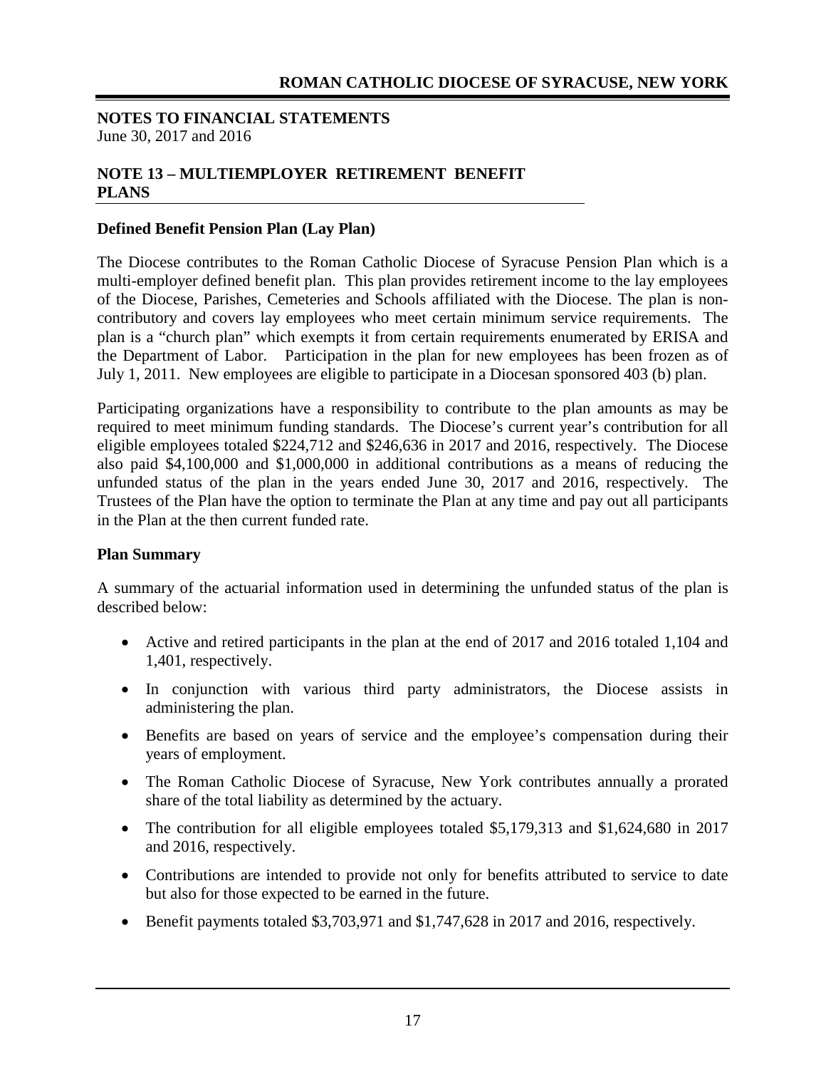## NOTES TO FINANCIAL STATEMENTS
June 30, 2017 and 2016

## NOTE 13 – MULTIEMPLOYER RETIREMENT BENEFIT PLANS

### Defined Benefit Pension Plan (Lay Plan)

The Diocese contributes to the Roman Catholic Diocese of Syracuse Pension Plan which is a multi-employer defined benefit plan. This plan provides retirement income to the lay employees of the Diocese, Parishes, Cemeteries and Schools affiliated with the Diocese. The plan is non-contributory and covers lay employees who meet certain minimum service requirements. The plan is a "church plan" which exempts it from certain requirements enumerated by ERISA and the Department of Labor. Participation in the plan for new employees has been frozen as of July 1, 2011. New employees are eligible to participate in a Diocesan sponsored 403 (b) plan.

Participating organizations have a responsibility to contribute to the plan amounts as may be required to meet minimum funding standards. The Diocese's current year's contribution for all eligible employees totaled $224,712 and $246,636 in 2017 and 2016, respectively. The Diocese also paid $4,100,000 and $1,000,000 in additional contributions as a means of reducing the unfunded status of the plan in the years ended June 30, 2017 and 2016, respectively. The Trustees of the Plan have the option to terminate the Plan at any time and pay out all participants in the Plan at the then current funded rate.

### Plan Summary

A summary of the actuarial information used in determining the unfunded status of the plan is described below:

- Active and retired participants in the plan at the end of 2017 and 2016 totaled 1,104 and 1,401, respectively.
- In conjunction with various third party administrators, the Diocese assists in administering the plan.
- Benefits are based on years of service and the employee's compensation during their years of employment.
- The Roman Catholic Diocese of Syracuse, New York contributes annually a prorated share of the total liability as determined by the actuary.
- The contribution for all eligible employees totaled $5,179,313 and $1,624,680 in 2017 and 2016, respectively.
- Contributions are intended to provide not only for benefits attributed to service to date but also for those expected to be earned in the future.
- Benefit payments totaled $3,703,971 and $1,747,628 in 2017 and 2016, respectively.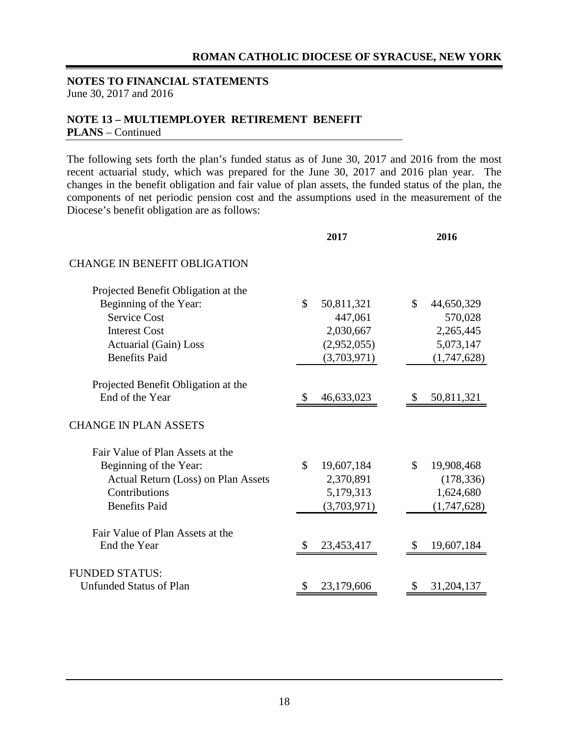**NOTES TO FINANCIAL STATEMENTS**
June 30, 2017 and 2016

**NOTE 13 – MULTIEMPLOYER RETIREMENT BENEFIT PLANS** – Continued

The following sets forth the plan's funded status as of June 30, 2017 and 2016 from the most recent actuarial study, which was prepared for the June 30, 2017 and 2016 plan year. The changes in the benefit obligation and fair value of plan assets, the funded status of the plan, the components of net periodic pension cost and the assumptions used in the measurement of the Diocese's benefit obligation are as follows:

| | 2017 | 2016 |
|---|---|---|
| CHANGE IN BENEFIT OBLIGATION | | |
| Projected Benefit Obligation at the Beginning of the Year: | $ 50,811,321 | $ 44,650,329 |
| Service Cost | 447,061 | 570,028 |
| Interest Cost | 2,030,667 | 2,265,445 |
| Actuarial (Gain) Loss | (2,952,055) | 5,073,147 |
| Benefits Paid | (3,703,971) | (1,747,628) |
| Projected Benefit Obligation at the End of the Year | $ 46,633,023 | $ 50,811,321 |
| CHANGE IN PLAN ASSETS | | |
| Fair Value of Plan Assets at the Beginning of the Year: | $ 19,607,184 | $ 19,908,468 |
| Actual Return (Loss) on Plan Assets | 2,370,891 | (178,336) |
| Contributions | 5,179,313 | 1,624,680 |
| Benefits Paid | (3,703,971) | (1,747,628) |
| Fair Value of Plan Assets at the End the Year | $ 23,453,417 | $ 19,607,184 |
| FUNDED STATUS: | | |
| Unfunded Status of Plan | $ 23,179,606 | $ 31,204,137 |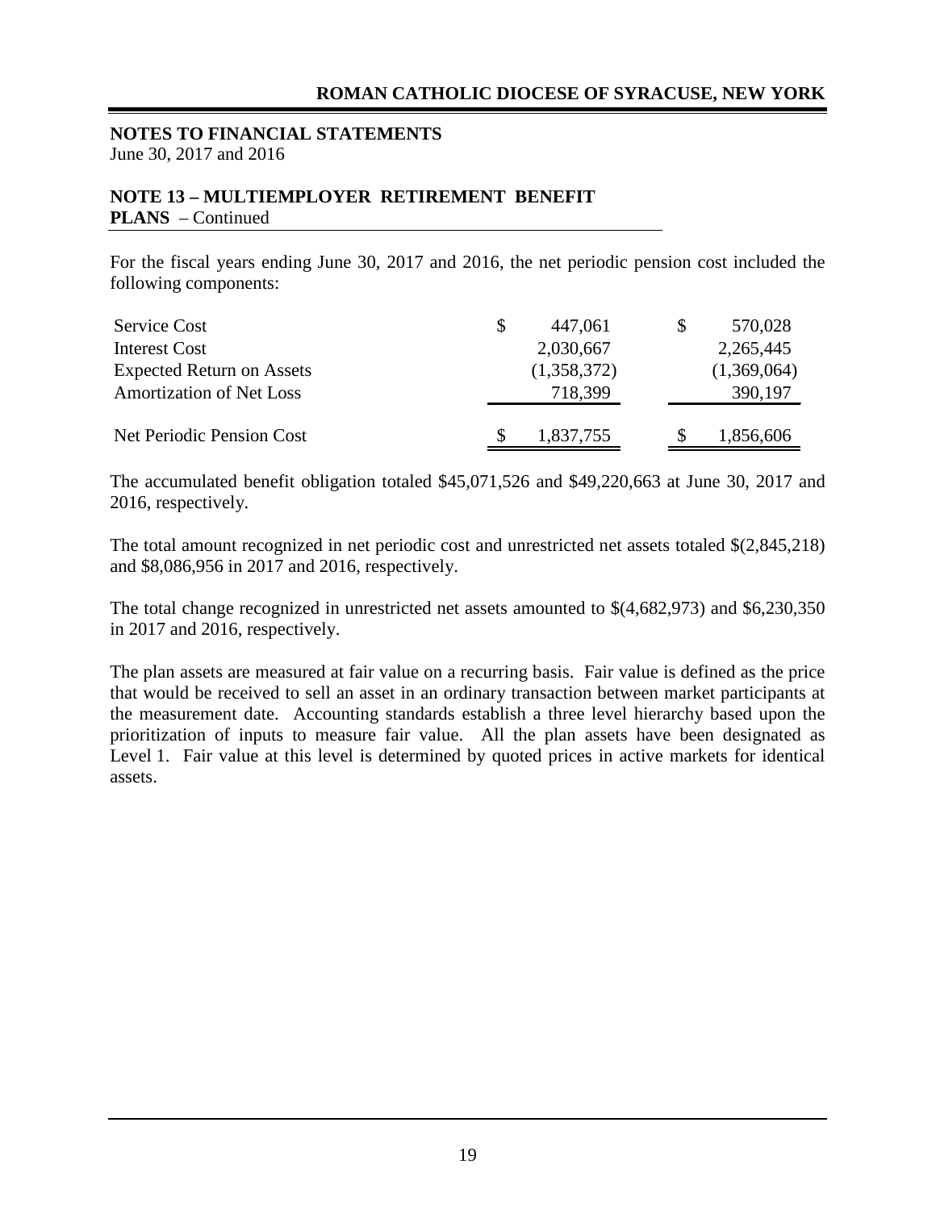**NOTES TO FINANCIAL STATEMENTS**
June 30, 2017 and 2016

**NOTE 13 – MULTIEMPLOYER RETIREMENT BENEFIT PLANS** – Continued

For the fiscal years ending June 30, 2017 and 2016, the net periodic pension cost included the following components:

| | 2017 | 2016 |
|---|---|---|
| Service Cost | $ 447,061 | $ 570,028 |
| Interest Cost | 2,030,667 | 2,265,445 |
| Expected Return on Assets | (1,358,372) | (1,369,064) |
| Amortization of Net Loss | 718,399 | 390,197 |
| Net Periodic Pension Cost | $ 1,837,755 | $ 1,856,606 |

The accumulated benefit obligation totaled $45,071,526 and $49,220,663 at June 30, 2017 and 2016, respectively.

The total amount recognized in net periodic cost and unrestricted net assets totaled $(2,845,218) and $8,086,956 in 2017 and 2016, respectively.

The total change recognized in unrestricted net assets amounted to $(4,682,973) and $6,230,350 in 2017 and 2016, respectively.

The plan assets are measured at fair value on a recurring basis. Fair value is defined as the price that would be received to sell an asset in an ordinary transaction between market participants at the measurement date. Accounting standards establish a three level hierarchy based upon the prioritization of inputs to measure fair value. All the plan assets have been designated as Level 1. Fair value at this level is determined by quoted prices in active markets for identical assets.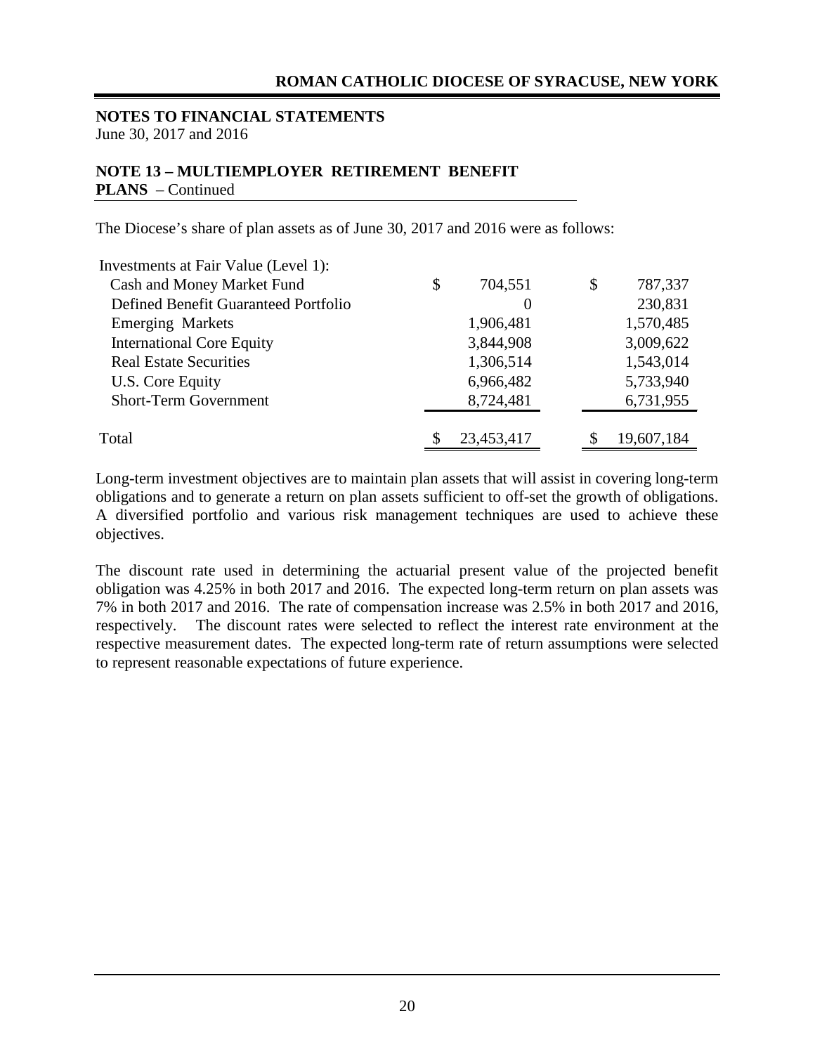**NOTES TO FINANCIAL STATEMENTS**
June 30, 2017 and 2016

**NOTE 13 – MULTIEMPLOYER RETIREMENT BENEFIT PLANS** – Continued

The Diocese's share of plan assets as of June 30, 2017 and 2016 were as follows:

| | 2017 | 2016 |
|---|---|---|
| Investments at Fair Value (Level 1): | | |
| Cash and Money Market Fund | $ 704,551 | $ 787,337 |
| Defined Benefit Guaranteed Portfolio | 0 | 230,831 |
| Emerging Markets | 1,906,481 | 1,570,485 |
| International Core Equity | 3,844,908 | 3,009,622 |
| Real Estate Securities | 1,306,514 | 1,543,014 |
| U.S. Core Equity | 6,966,482 | 5,733,940 |
| Short-Term Government | 8,724,481 | 6,731,955 |
| Total | $ 23,453,417 | $ 19,607,184 |

Long-term investment objectives are to maintain plan assets that will assist in covering long-term obligations and to generate a return on plan assets sufficient to off-set the growth of obligations. A diversified portfolio and various risk management techniques are used to achieve these objectives.

The discount rate used in determining the actuarial present value of the projected benefit obligation was 4.25% in both 2017 and 2016. The expected long-term return on plan assets was 7% in both 2017 and 2016. The rate of compensation increase was 2.5% in both 2017 and 2016, respectively. The discount rates were selected to reflect the interest rate environment at the respective measurement dates. The expected long-term rate of return assumptions were selected to represent reasonable expectations of future experience.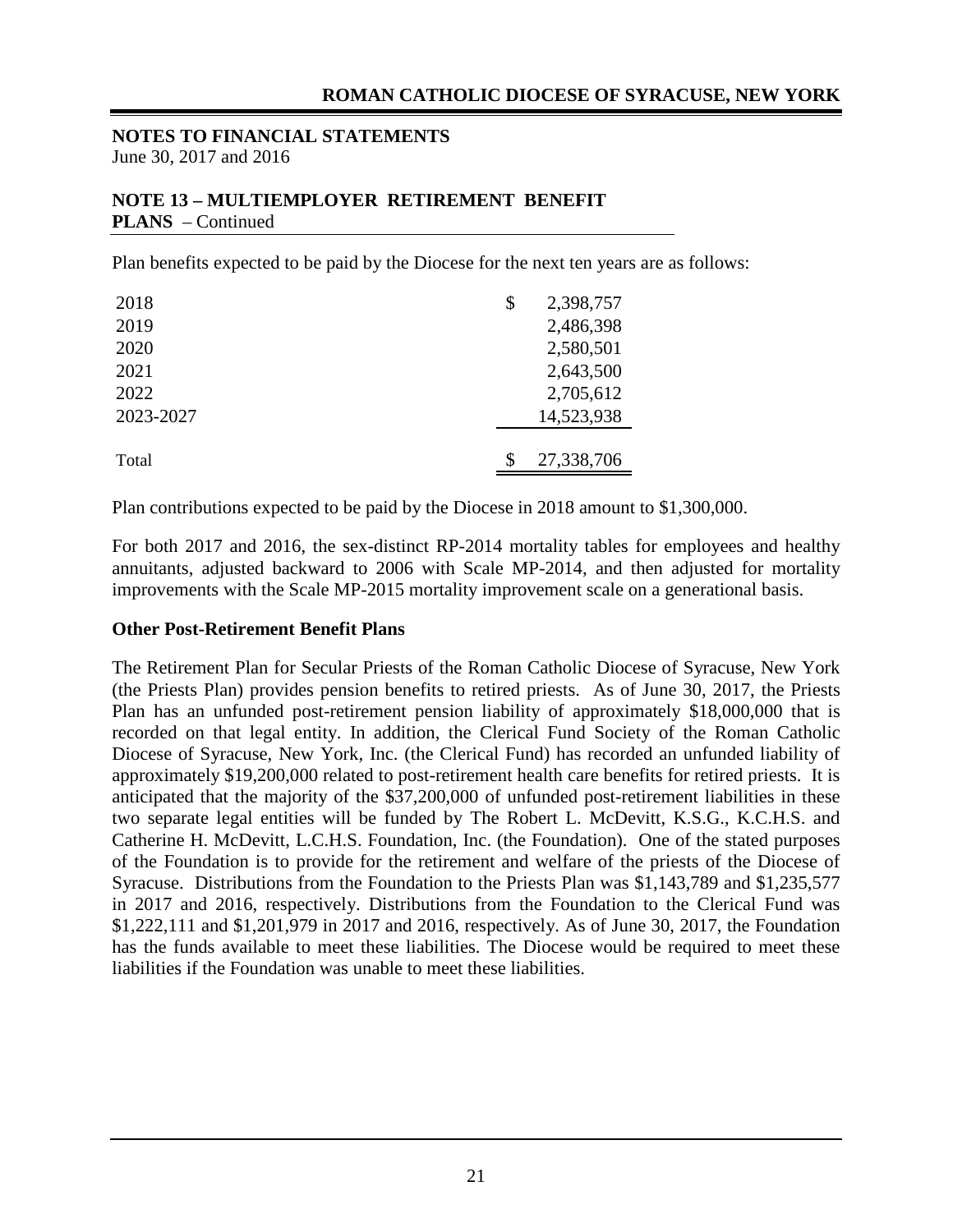**NOTES TO FINANCIAL STATEMENTS**
June 30, 2017 and 2016

**NOTE 13 – MULTIEMPLOYER RETIREMENT BENEFIT PLANS** – Continued

Plan benefits expected to be paid by the Diocese for the next ten years are as follows:

| | |
|---|---|
| 2018 | $ 2,398,757 |
| 2019 | 2,486,398 |
| 2020 | 2,580,501 |
| 2021 | 2,643,500 |
| 2022 | 2,705,612 |
| 2023-2027 | 14,523,938 |
| Total | $ 27,338,706 |

Plan contributions expected to be paid by the Diocese in 2018 amount to $1,300,000.

For both 2017 and 2016, the sex-distinct RP-2014 mortality tables for employees and healthy annuitants, adjusted backward to 2006 with Scale MP-2014, and then adjusted for mortality improvements with the Scale MP-2015 mortality improvement scale on a generational basis.

**Other Post-Retirement Benefit Plans**

The Retirement Plan for Secular Priests of the Roman Catholic Diocese of Syracuse, New York (the Priests Plan) provides pension benefits to retired priests. As of June 30, 2017, the Priests Plan has an unfunded post-retirement pension liability of approximately $18,000,000 that is recorded on that legal entity. In addition, the Clerical Fund Society of the Roman Catholic Diocese of Syracuse, New York, Inc. (the Clerical Fund) has recorded an unfunded liability of approximately $19,200,000 related to post-retirement health care benefits for retired priests. It is anticipated that the majority of the $37,200,000 of unfunded post-retirement liabilities in these two separate legal entities will be funded by The Robert L. McDevitt, K.S.G., K.C.H.S. and Catherine H. McDevitt, L.C.H.S. Foundation, Inc. (the Foundation). One of the stated purposes of the Foundation is to provide for the retirement and welfare of the priests of the Diocese of Syracuse. Distributions from the Foundation to the Priests Plan was $1,143,789 and $1,235,577 in 2017 and 2016, respectively. Distributions from the Foundation to the Clerical Fund was $1,222,111 and $1,201,979 in 2017 and 2016, respectively. As of June 30, 2017, the Foundation has the funds available to meet these liabilities. The Diocese would be required to meet these liabilities if the Foundation was unable to meet these liabilities.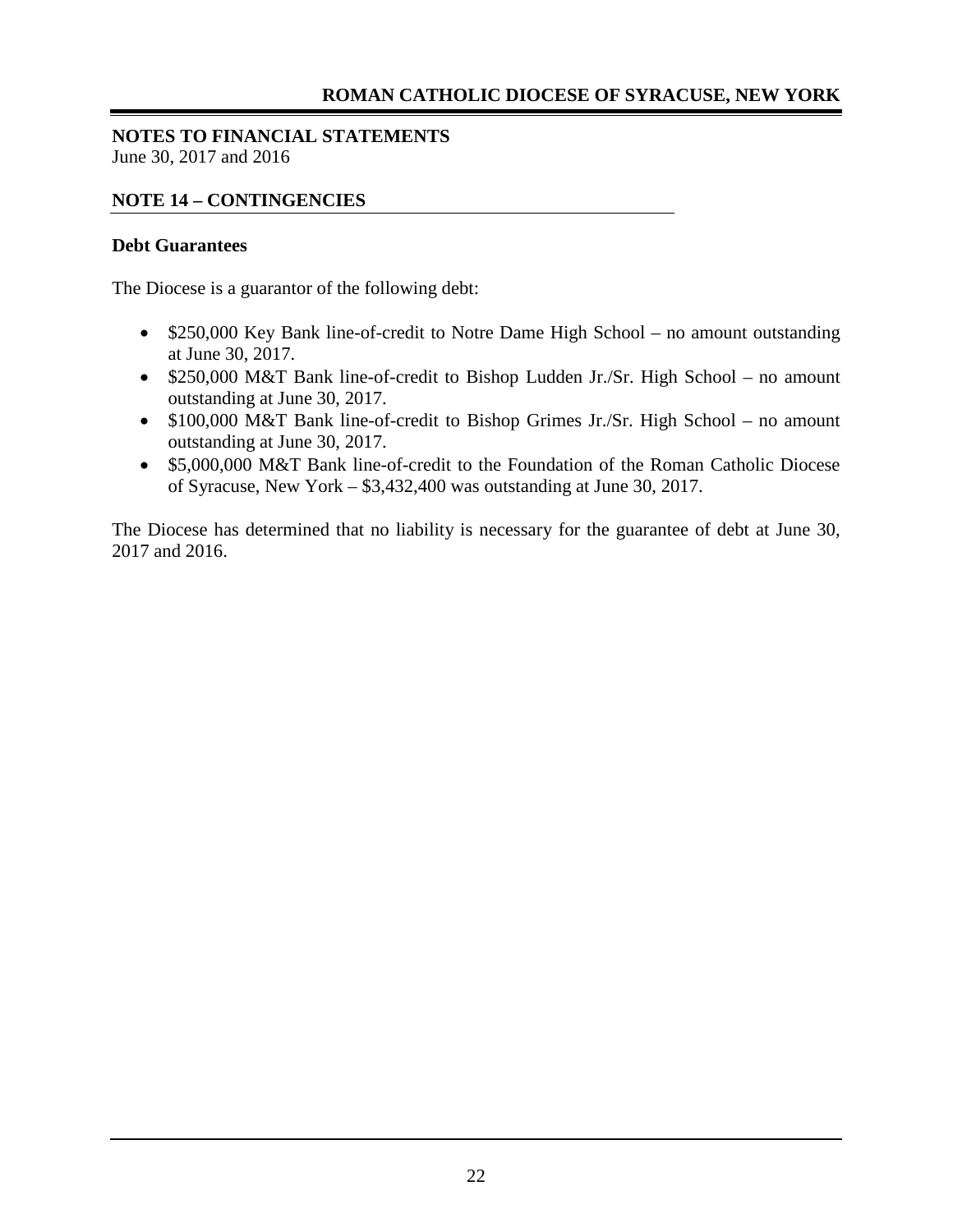**NOTES TO FINANCIAL STATEMENTS**
June 30, 2017 and 2016

## NOTE 14 – CONTINGENCIES

**Debt Guarantees**

The Diocese is a guarantor of the following debt:

- $250,000 Key Bank line-of-credit to Notre Dame High School – no amount outstanding at June 30, 2017.
- $250,000 M&T Bank line-of-credit to Bishop Ludden Jr./Sr. High School – no amount outstanding at June 30, 2017.
- $100,000 M&T Bank line-of-credit to Bishop Grimes Jr./Sr. High School – no amount outstanding at June 30, 2017.
- $5,000,000 M&T Bank line-of-credit to the Foundation of the Roman Catholic Diocese of Syracuse, New York – $3,432,400 was outstanding at June 30, 2017.

The Diocese has determined that no liability is necessary for the guarantee of debt at June 30, 2017 and 2016.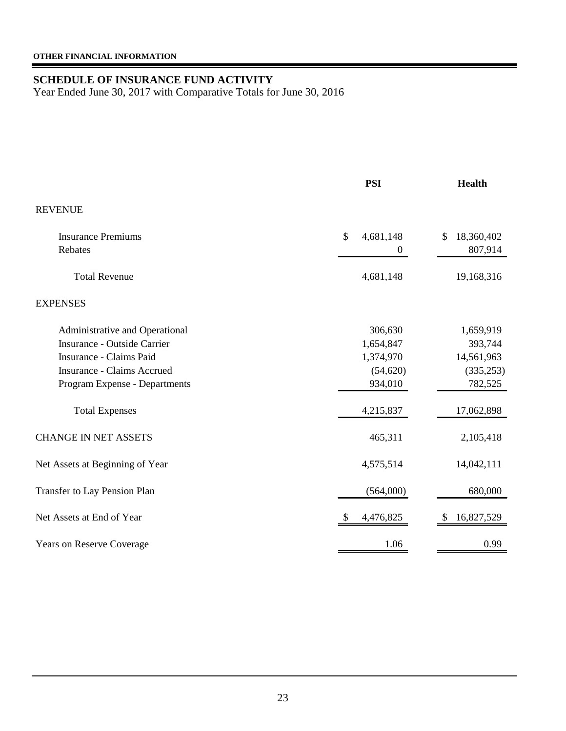**OTHER FINANCIAL INFORMATION**

## SCHEDULE OF INSURANCE FUND ACTIVITY

Year Ended June 30, 2017 with Comparative Totals for June 30, 2016

| | PSI | Health |
|---|---|---|
| REVENUE | | |
| Insurance Premiums | $ 4,681,148 | $ 18,360,402 |
| Rebates | 0 | 807,914 |
| Total Revenue | 4,681,148 | 19,168,316 |
| EXPENSES | | |
| Administrative and Operational | 306,630 | 1,659,919 |
| Insurance - Outside Carrier | 1,654,847 | 393,744 |
| Insurance - Claims Paid | 1,374,970 | 14,561,963 |
| Insurance - Claims Accrued | (54,620) | (335,253) |
| Program Expense - Departments | 934,010 | 782,525 |
| Total Expenses | 4,215,837 | 17,062,898 |
| CHANGE IN NET ASSETS | 465,311 | 2,105,418 |
| Net Assets at Beginning of Year | 4,575,514 | 14,042,111 |
| Transfer to Lay Pension Plan | (564,000) | 680,000 |
| Net Assets at End of Year | $ 4,476,825 | $ 16,827,529 |
| Years on Reserve Coverage | 1.06 | 0.99 |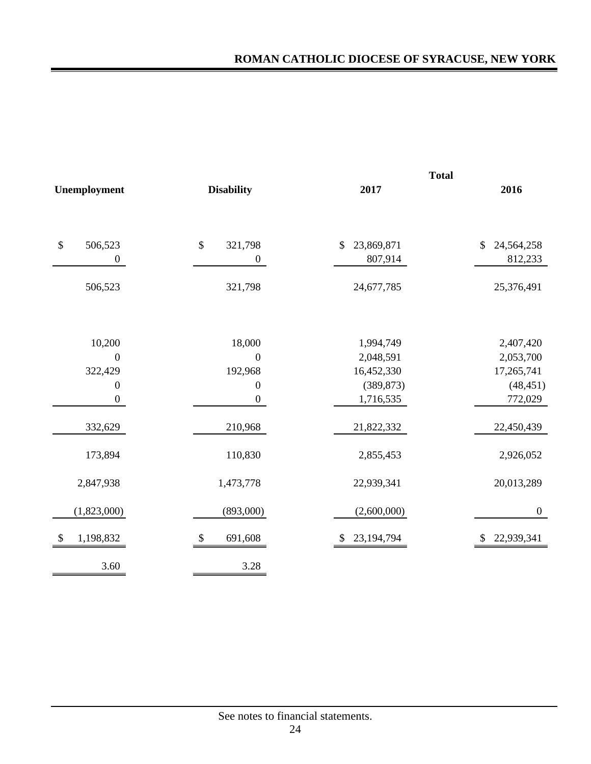| Unemployment | Disability | Total 2017 | Total 2016 |
|---|---|---|---|
| $ 506,523 | $ 321,798 | $ 23,869,871 | $ 24,564,258 |
| 0 | 0 | 807,914 | 812,233 |
| 506,523 | 321,798 | 24,677,785 | 25,376,491 |
| 10,200 | 18,000 | 1,994,749 | 2,407,420 |
| 0 | 0 | 2,048,591 | 2,053,700 |
| 322,429 | 192,968 | 16,452,330 | 17,265,741 |
| 0 | 0 | (389,873) | (48,451) |
| 0 | 0 | 1,716,535 | 772,029 |
| 332,629 | 210,968 | 21,822,332 | 22,450,439 |
| 173,894 | 110,830 | 2,855,453 | 2,926,052 |
| 2,847,938 | 1,473,778 | 22,939,341 | 20,013,289 |
| (1,823,000) | (893,000) | (2,600,000) | 0 |
| $ 1,198,832 | $ 691,608 | $ 23,194,794 | $ 22,939,341 |
| 3.60 | 3.28 | | |

See notes to financial statements.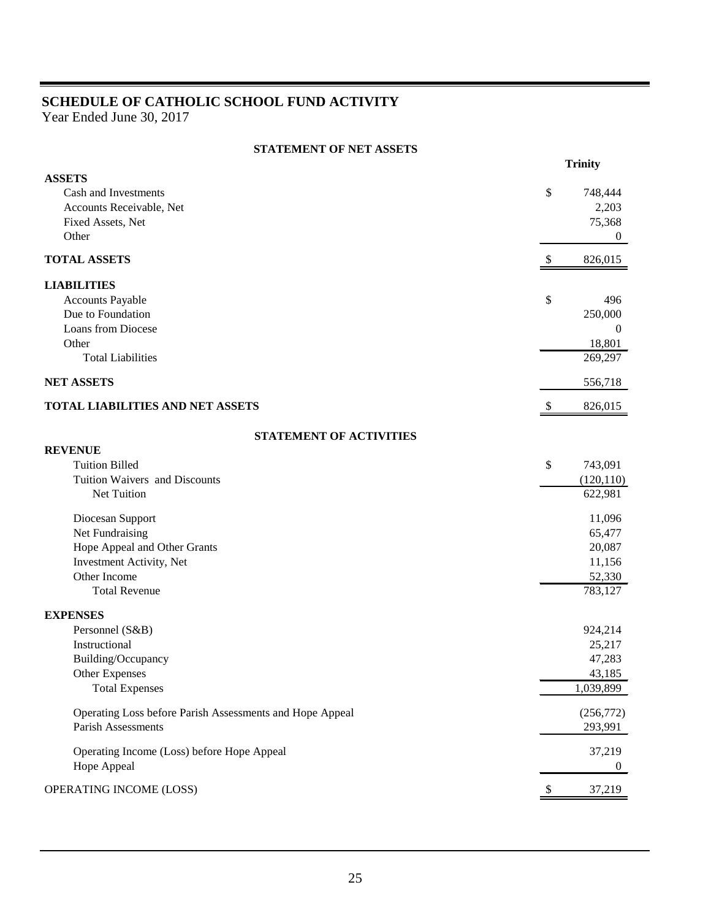# SCHEDULE OF CATHOLIC SCHOOL FUND ACTIVITY

Year Ended June 30, 2017

## STATEMENT OF NET ASSETS

| | | Trinity |
|---|---|---|
| **ASSETS** | | |
| Cash and Investments | $ | 748,444 |
| Accounts Receivable, Net | | 2,203 |
| Fixed Assets, Net | | 75,368 |
| Other | | 0 |
| **TOTAL ASSETS** | $ | 826,015 |
| **LIABILITIES** | | |
| Accounts Payable | $ | 496 |
| Due to Foundation | | 250,000 |
| Loans from Diocese | | 0 |
| Other | | 18,801 |
| Total Liabilities | | 269,297 |
| **NET ASSETS** | | 556,718 |
| **TOTAL LIABILITIES AND NET ASSETS** | $ | 826,015 |

## STATEMENT OF ACTIVITIES

| | | Trinity |
|---|---|---|
| **REVENUE** | | |
| Tuition Billed | $ | 743,091 |
| Tuition Waivers and Discounts | | (120,110) |
| Net Tuition | | 622,981 |
| Diocesan Support | | 11,096 |
| Net Fundraising | | 65,477 |
| Hope Appeal and Other Grants | | 20,087 |
| Investment Activity, Net | | 11,156 |
| Other Income | | 52,330 |
| Total Revenue | | 783,127 |
| **EXPENSES** | | |
| Personnel (S&B) | | 924,214 |
| Instructional | | 25,217 |
| Building/Occupancy | | 47,283 |
| Other Expenses | | 43,185 |
| Total Expenses | | 1,039,899 |
| Operating Loss before Parish Assessments and Hope Appeal | | (256,772) |
| Parish Assessments | | 293,991 |
| Operating Income (Loss) before Hope Appeal | | 37,219 |
| Hope Appeal | | 0 |
| OPERATING INCOME (LOSS) | $ | 37,219 |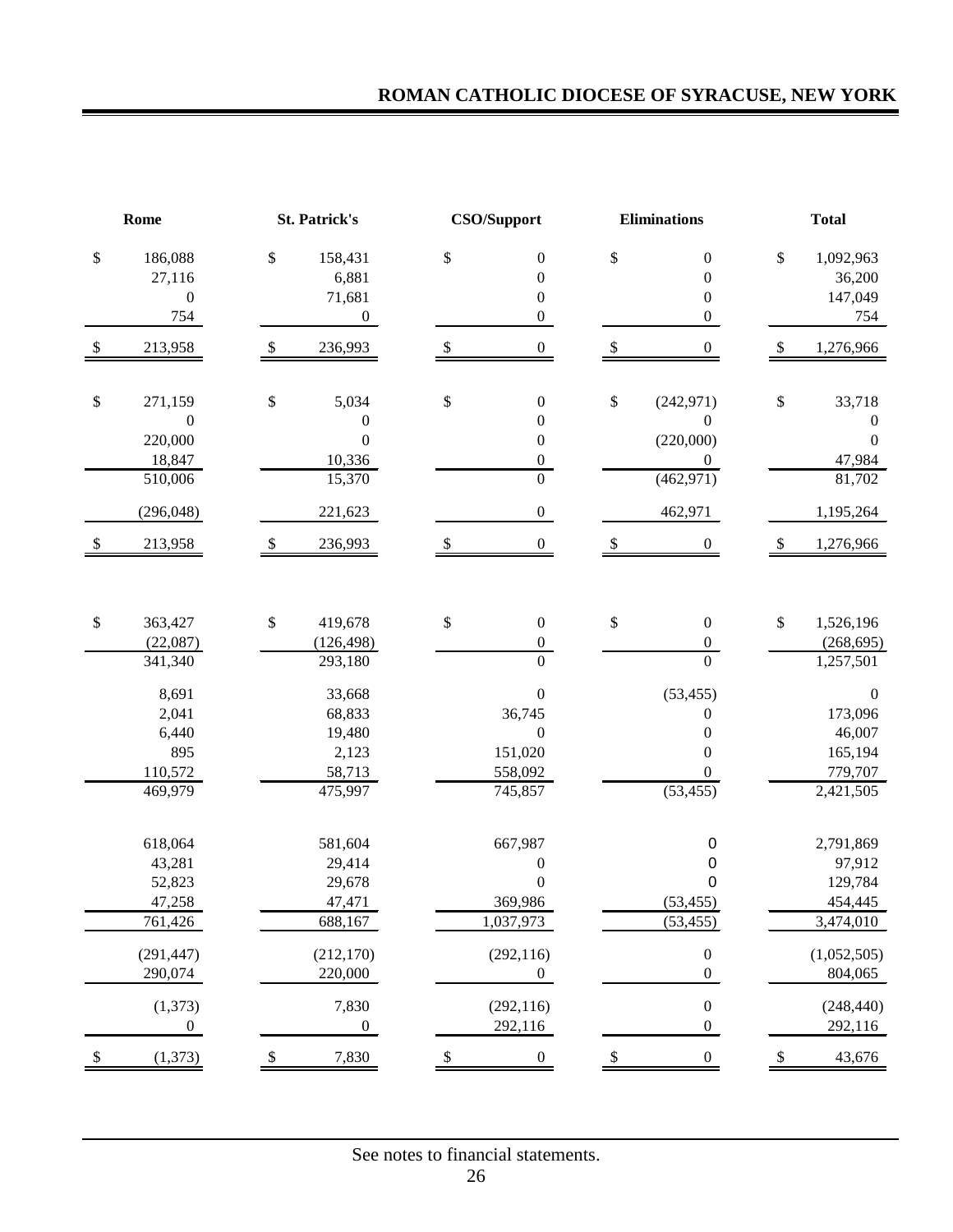| Rome | St. Patrick's | CSO/Support | Eliminations | Total |
|---|---|---|---|---|
| $ 186,088 | $ 158,431 | $ 0 | $ 0 | $ 1,092,963 |
| 27,116 | 6,881 | 0 | 0 | 36,200 |
| 0 | 71,681 | 0 | 0 | 147,049 |
| 754 | 0 | 0 | 0 | 754 |
| $ 213,958 | $ 236,993 | $ 0 | $ 0 | $ 1,276,966 |
| | | | | |
| $ 271,159 | $ 5,034 | $ 0 | $ (242,971) | $ 33,718 |
| 0 | 0 | 0 | 0 | 0 |
| 220,000 | 0 | 0 | (220,000) | 0 |
| 18,847 | 10,336 | 0 | 0 | 47,984 |
| 510,006 | 15,370 | 0 | (462,971) | 81,702 |
| (296,048) | 221,623 | 0 | 462,971 | 1,195,264 |
| $ 213,958 | $ 236,993 | $ 0 | $ 0 | $ 1,276,966 |
| | | | | |
| $ 363,427 | $ 419,678 | $ 0 | $ 0 | $ 1,526,196 |
| (22,087) | (126,498) | 0 | 0 | (268,695) |
| 341,340 | 293,180 | 0 | 0 | 1,257,501 |
| 8,691 | 33,668 | 0 | (53,455) | 0 |
| 2,041 | 68,833 | 36,745 | 0 | 173,096 |
| 6,440 | 19,480 | 0 | 0 | 46,007 |
| 895 | 2,123 | 151,020 | 0 | 165,194 |
| 110,572 | 58,713 | 558,092 | 0 | 779,707 |
| 469,979 | 475,997 | 745,857 | (53,455) | 2,421,505 |
| | | | | |
| 618,064 | 581,604 | 667,987 | 0 | 2,791,869 |
| 43,281 | 29,414 | 0 | 0 | 97,912 |
| 52,823 | 29,678 | 0 | 0 | 129,784 |
| 47,258 | 47,471 | 369,986 | (53,455) | 454,445 |
| 761,426 | 688,167 | 1,037,973 | (53,455) | 3,474,010 |
| (291,447) | (212,170) | (292,116) | 0 | (1,052,505) |
| 290,074 | 220,000 | 0 | 0 | 804,065 |
| (1,373) | 7,830 | (292,116) | 0 | (248,440) |
| 0 | 0 | 292,116 | 0 | 292,116 |
| $ (1,373) | $ 7,830 | $ 0 | $ 0 | $ 43,676 |

See notes to financial statements.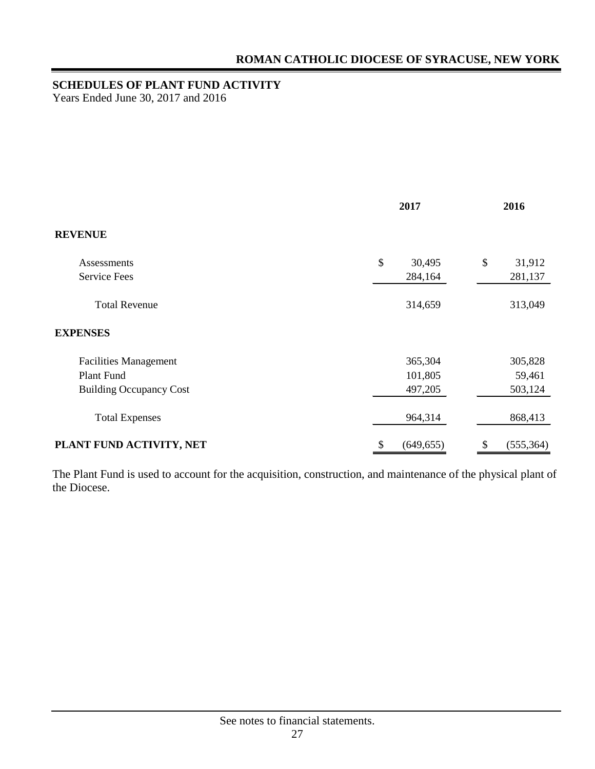# ROMAN CATHOLIC DIOCESE OF SYRACUSE, NEW YORK

## SCHEDULES OF PLANT FUND ACTIVITY

Years Ended June 30, 2017 and 2016

| | 2017 | 2016 |
|---|---|---|
| **REVENUE** | | |
| Assessments | $ 30,495 | $ 31,912 |
| Service Fees | 284,164 | 281,137 |
| Total Revenue | 314,659 | 313,049 |
| **EXPENSES** | | |
| Facilities Management | 365,304 | 305,828 |
| Plant Fund | 101,805 | 59,461 |
| Building Occupancy Cost | 497,205 | 503,124 |
| Total Expenses | 964,314 | 868,413 |
| **PLANT FUND ACTIVITY, NET** | $ (649,655) | $ (555,364) |

The Plant Fund is used to account for the acquisition, construction, and maintenance of the physical plant of the Diocese.

See notes to financial statements.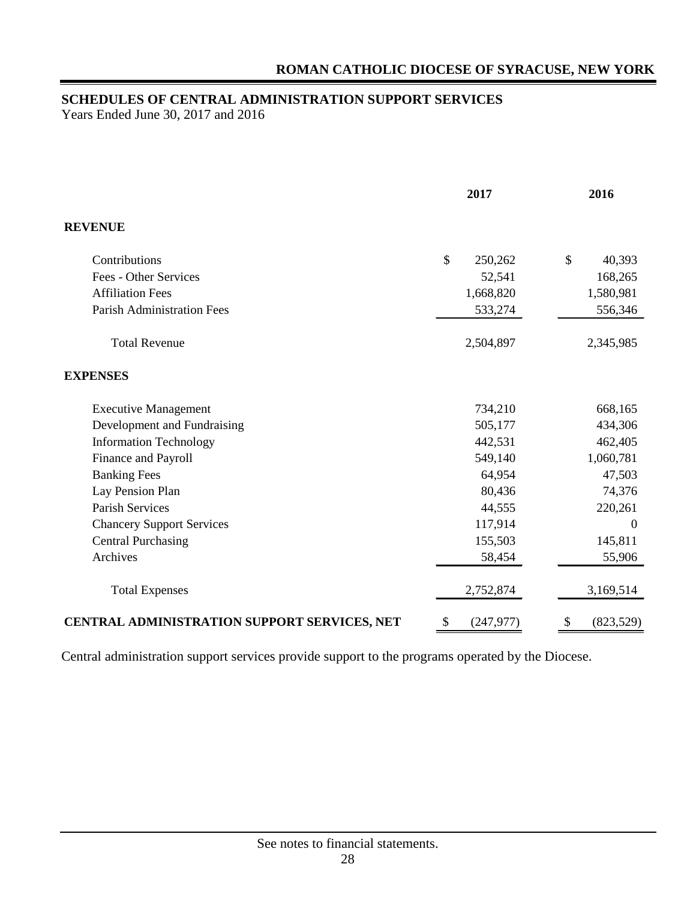# ROMAN CATHOLIC DIOCESE OF SYRACUSE, NEW YORK

## SCHEDULES OF CENTRAL ADMINISTRATION SUPPORT SERVICES

Years Ended June 30, 2017 and 2016

| | 2017 | 2016 |
|---|---|---|
| **REVENUE** | | |
| Contributions | $ 250,262 | $ 40,393 |
| Fees - Other Services | 52,541 | 168,265 |
| Affiliation Fees | 1,668,820 | 1,580,981 |
| Parish Administration Fees | 533,274 | 556,346 |
| Total Revenue | 2,504,897 | 2,345,985 |
| **EXPENSES** | | |
| Executive Management | 734,210 | 668,165 |
| Development and Fundraising | 505,177 | 434,306 |
| Information Technology | 442,531 | 462,405 |
| Finance and Payroll | 549,140 | 1,060,781 |
| Banking Fees | 64,954 | 47,503 |
| Lay Pension Plan | 80,436 | 74,376 |
| Parish Services | 44,555 | 220,261 |
| Chancery Support Services | 117,914 | 0 |
| Central Purchasing | 155,503 | 145,811 |
| Archives | 58,454 | 55,906 |
| Total Expenses | 2,752,874 | 3,169,514 |
| **CENTRAL ADMINISTRATION SUPPORT SERVICES, NET** | $ (247,977) | $ (823,529) |

Central administration support services provide support to the programs operated by the Diocese.

See notes to financial statements.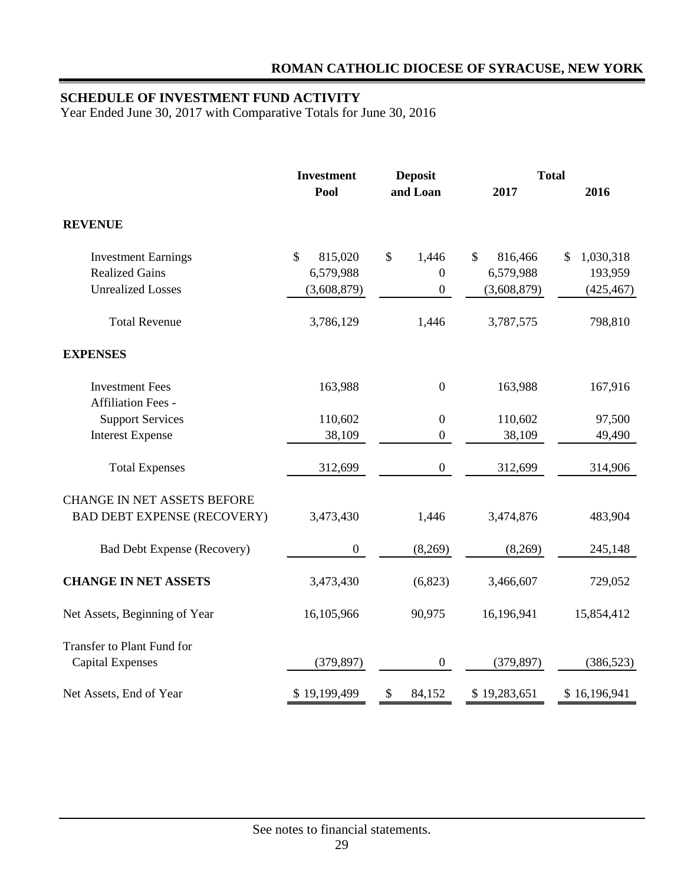ROMAN CATHOLIC DIOCESE OF SYRACUSE, NEW YORK

## SCHEDULE OF INVESTMENT FUND ACTIVITY

Year Ended June 30, 2017 with Comparative Totals for June 30, 2016

| | Investment Pool | Deposit and Loan | Total 2017 | Total 2016 |
|---|---|---|---|---|
| **REVENUE** | | | | |
| Investment Earnings | $ 815,020 | $ 1,446 | $ 816,466 | $ 1,030,318 |
| Realized Gains | 6,579,988 | 0 | 6,579,988 | 193,959 |
| Unrealized Losses | (3,608,879) | 0 | (3,608,879) | (425,467) |
| Total Revenue | 3,786,129 | 1,446 | 3,787,575 | 798,810 |
| **EXPENSES** | | | | |
| Investment Fees | 163,988 | 0 | 163,988 | 167,916 |
| Affiliation Fees - Support Services | 110,602 | 0 | 110,602 | 97,500 |
| Interest Expense | 38,109 | 0 | 38,109 | 49,490 |
| Total Expenses | 312,699 | 0 | 312,699 | 314,906 |
| CHANGE IN NET ASSETS BEFORE BAD DEBT EXPENSE (RECOVERY) | 3,473,430 | 1,446 | 3,474,876 | 483,904 |
| Bad Debt Expense (Recovery) | 0 | (8,269) | (8,269) | 245,148 |
| **CHANGE IN NET ASSETS** | 3,473,430 | (6,823) | 3,466,607 | 729,052 |
| Net Assets, Beginning of Year | 16,105,966 | 90,975 | 16,196,941 | 15,854,412 |
| Transfer to Plant Fund for Capital Expenses | (379,897) | 0 | (379,897) | (386,523) |
| Net Assets, End of Year | $ 19,199,499 | $ 84,152 | $ 19,283,651 | $ 16,196,941 |

See notes to financial statements.